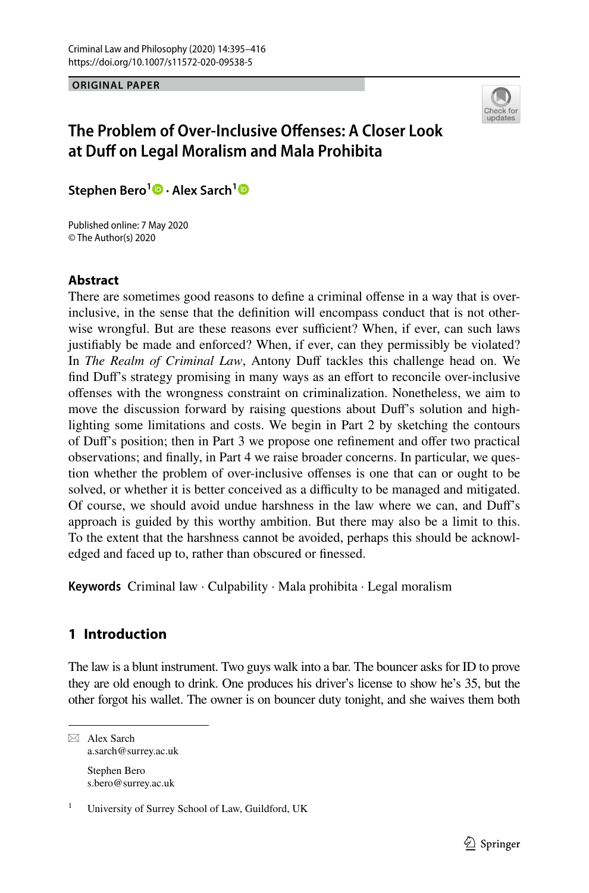ORIGINAL PAPER

# The Problem of Over-Inclusive Offenses: A Closer Look at Duff on Legal Moralism and Mala Prohibita

**Stephen Bero[1] · Alex Sarch[1]**

Published online: 7 May 2020
© The Author(s) 2020

## Abstract

There are sometimes good reasons to define a criminal offense in a way that is over-inclusive, in the sense that the definition will encompass conduct that is not otherwise wrongful. But are these reasons ever sufficient? When, if ever, can such laws justifiably be made and enforced? When, if ever, can they permissibly be violated? In *The Realm of Criminal Law*, Antony Duff tackles this challenge head on. We find Duff's strategy promising in many ways as an effort to reconcile over-inclusive offenses with the wrongness constraint on criminalization. Nonetheless, we aim to move the discussion forward by raising questions about Duff's solution and highlighting some limitations and costs. We begin in Part 2 by sketching the contours of Duff's position; then in Part 3 we propose one refinement and offer two practical observations; and finally, in Part 4 we raise broader concerns. In particular, we question whether the problem of over-inclusive offenses is one that can or ought to be solved, or whether it is better conceived as a difficulty to be managed and mitigated. Of course, we should avoid undue harshness in the law where we can, and Duff's approach is guided by this worthy ambition. But there may also be a limit to this. To the extent that the harshness cannot be avoided, perhaps this should be acknowledged and faced up to, rather than obscured or finessed.

**Keywords** Criminal law · Culpability · Mala prohibita · Legal moralism

## 1 Introduction

The law is a blunt instrument. Two guys walk into a bar. The bouncer asks for ID to prove they are old enough to drink. One produces his driver's license to show he's 35, but the other forgot his wallet. The owner is on bouncer duty tonight, and she waives them both

---

✉ Alex Sarch
a.sarch@surrey.ac.uk

Stephen Bero
s.bero@surrey.ac.uk

[1] University of Surrey School of Law, Guildford, UK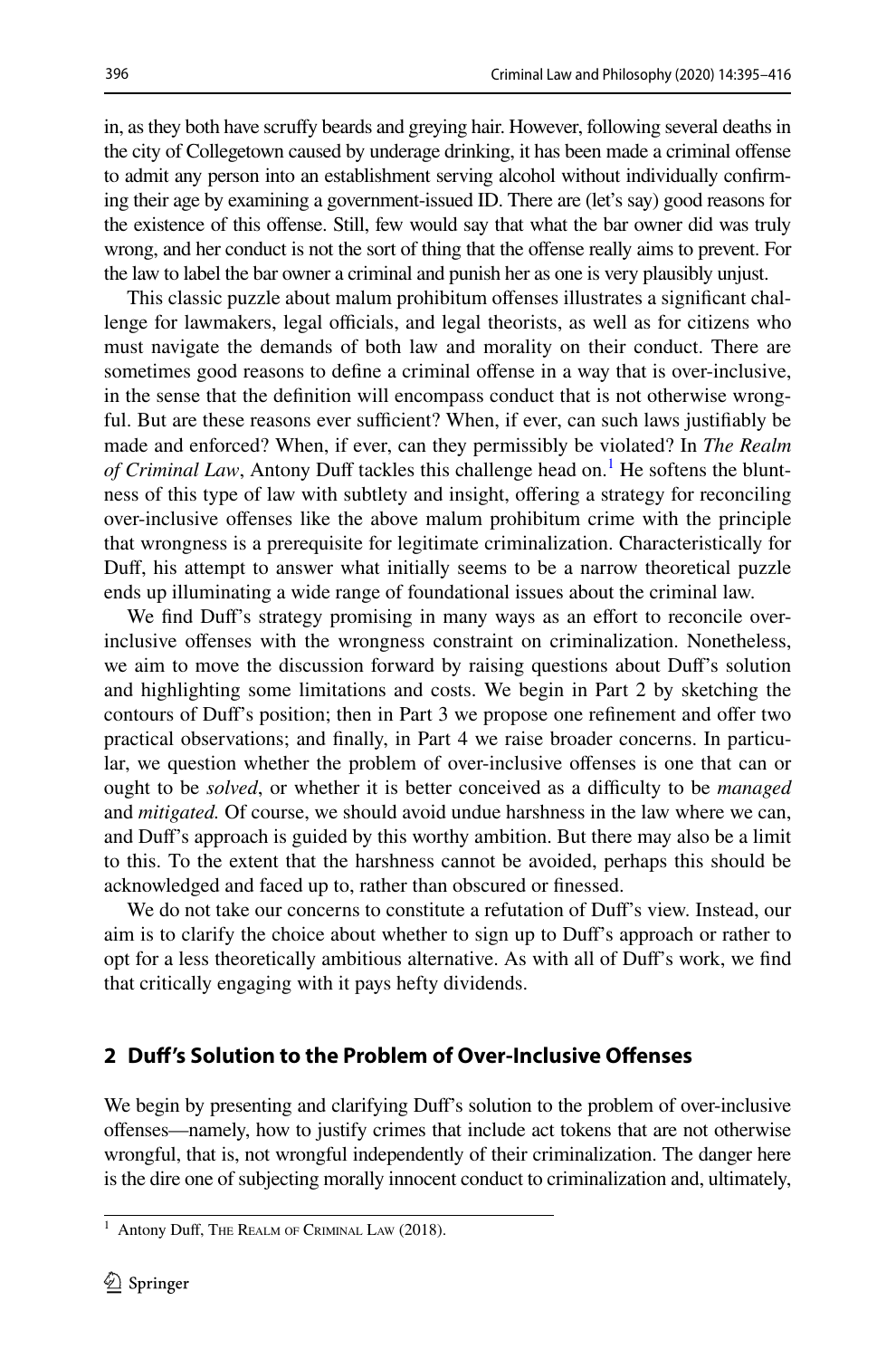in, as they both have scruffy beards and greying hair. However, following several deaths in the city of Collegetown caused by underage drinking, it has been made a criminal offense to admit any person into an establishment serving alcohol without individually confirming their age by examining a government-issued ID. There are (let's say) good reasons for the existence of this offense. Still, few would say that what the bar owner did was truly wrong, and her conduct is not the sort of thing that the offense really aims to prevent. For the law to label the bar owner a criminal and punish her as one is very plausibly unjust.

This classic puzzle about malum prohibitum offenses illustrates a significant challenge for lawmakers, legal officials, and legal theorists, as well as for citizens who must navigate the demands of both law and morality on their conduct. There are sometimes good reasons to define a criminal offense in a way that is over-inclusive, in the sense that the definition will encompass conduct that is not otherwise wrongful. But are these reasons ever sufficient? When, if ever, can such laws justifiably be made and enforced? When, if ever, can they permissibly be violated? In *The Realm of Criminal Law*, Antony Duff tackles this challenge head on.[1] He softens the bluntness of this type of law with subtlety and insight, offering a strategy for reconciling over-inclusive offenses like the above malum prohibitum crime with the principle that wrongness is a prerequisite for legitimate criminalization. Characteristically for Duff, his attempt to answer what initially seems to be a narrow theoretical puzzle ends up illuminating a wide range of foundational issues about the criminal law.

We find Duff's strategy promising in many ways as an effort to reconcile over-inclusive offenses with the wrongness constraint on criminalization. Nonetheless, we aim to move the discussion forward by raising questions about Duff's solution and highlighting some limitations and costs. We begin in Part 2 by sketching the contours of Duff's position; then in Part 3 we propose one refinement and offer two practical observations; and finally, in Part 4 we raise broader concerns. In particular, we question whether the problem of over-inclusive offenses is one that can or ought to be *solved*, or whether it is better conceived as a difficulty to be *managed* and *mitigated.* Of course, we should avoid undue harshness in the law where we can, and Duff's approach is guided by this worthy ambition. But there may also be a limit to this. To the extent that the harshness cannot be avoided, perhaps this should be acknowledged and faced up to, rather than obscured or finessed.

We do not take our concerns to constitute a refutation of Duff's view. Instead, our aim is to clarify the choice about whether to sign up to Duff's approach or rather to opt for a less theoretically ambitious alternative. As with all of Duff's work, we find that critically engaging with it pays hefty dividends.

## 2 Duff's Solution to the Problem of Over-Inclusive Offenses

We begin by presenting and clarifying Duff's solution to the problem of over-inclusive offenses—namely, how to justify crimes that include act tokens that are not otherwise wrongful, that is, not wrongful independently of their criminalization. The danger here is the dire one of subjecting morally innocent conduct to criminalization and, ultimately,

---

[1] Antony Duff, The Realm of Criminal Law (2018).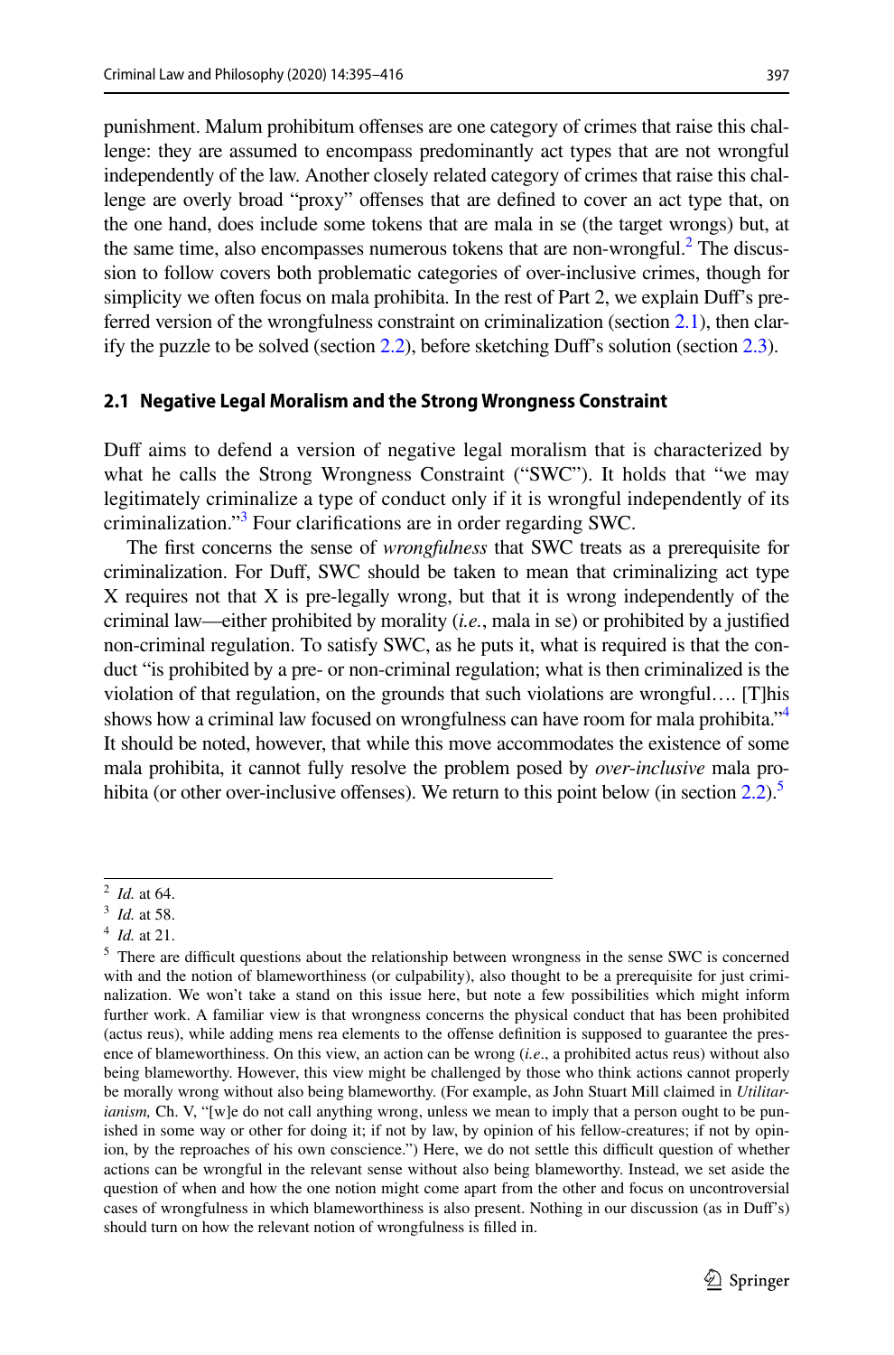punishment. Malum prohibitum offenses are one category of crimes that raise this challenge: they are assumed to encompass predominantly act types that are not wrongful independently of the law. Another closely related category of crimes that raise this challenge are overly broad "proxy" offenses that are defined to cover an act type that, on the one hand, does include some tokens that are mala in se (the target wrongs) but, at the same time, also encompasses numerous tokens that are non-wrongful.[2] The discussion to follow covers both problematic categories of over-inclusive crimes, though for simplicity we often focus on mala prohibita. In the rest of Part 2, we explain Duff's preferred version of the wrongfulness constraint on criminalization (section 2.1), then clarify the puzzle to be solved (section 2.2), before sketching Duff's solution (section 2.3).

### 2.1 Negative Legal Moralism and the Strong Wrongness Constraint

Duff aims to defend a version of negative legal moralism that is characterized by what he calls the Strong Wrongness Constraint ("SWC"). It holds that "we may legitimately criminalize a type of conduct only if it is wrongful independently of its criminalization."[3] Four clarifications are in order regarding SWC.

The first concerns the sense of *wrongfulness* that SWC treats as a prerequisite for criminalization. For Duff, SWC should be taken to mean that criminalizing act type X requires not that X is pre-legally wrong, but that it is wrong independently of the criminal law—either prohibited by morality (*i.e.*, mala in se) or prohibited by a justified non-criminal regulation. To satisfy SWC, as he puts it, what is required is that the conduct "is prohibited by a pre- or non-criminal regulation; what is then criminalized is the violation of that regulation, on the grounds that such violations are wrongful…. [T]his shows how a criminal law focused on wrongfulness can have room for mala prohibita."[4] It should be noted, however, that while this move accommodates the existence of some mala prohibita, it cannot fully resolve the problem posed by *over-inclusive* mala prohibita (or other over-inclusive offenses). We return to this point below (in section 2.2).[5]

---

[2] *Id.* at 64.

[3] *Id.* at 58.

[4] *Id.* at 21.

[5] There are difficult questions about the relationship between wrongness in the sense SWC is concerned with and the notion of blameworthiness (or culpability), also thought to be a prerequisite for just criminalization. We won't take a stand on this issue here, but note a few possibilities which might inform further work. A familiar view is that wrongness concerns the physical conduct that has been prohibited (actus reus), while adding mens rea elements to the offense definition is supposed to guarantee the presence of blameworthiness. On this view, an action can be wrong (*i.e*., a prohibited actus reus) without also being blameworthy. However, this view might be challenged by those who think actions cannot properly be morally wrong without also being blameworthy. (For example, as John Stuart Mill claimed in *Utilitarianism,* Ch. V, "[w]e do not call anything wrong, unless we mean to imply that a person ought to be punished in some way or other for doing it; if not by law, by opinion of his fellow-creatures; if not by opinion, by the reproaches of his own conscience.") Here, we do not settle this difficult question of whether actions can be wrongful in the relevant sense without also being blameworthy. Instead, we set aside the question of when and how the one notion might come apart from the other and focus on uncontroversial cases of wrongfulness in which blameworthiness is also present. Nothing in our discussion (as in Duff's) should turn on how the relevant notion of wrongfulness is filled in.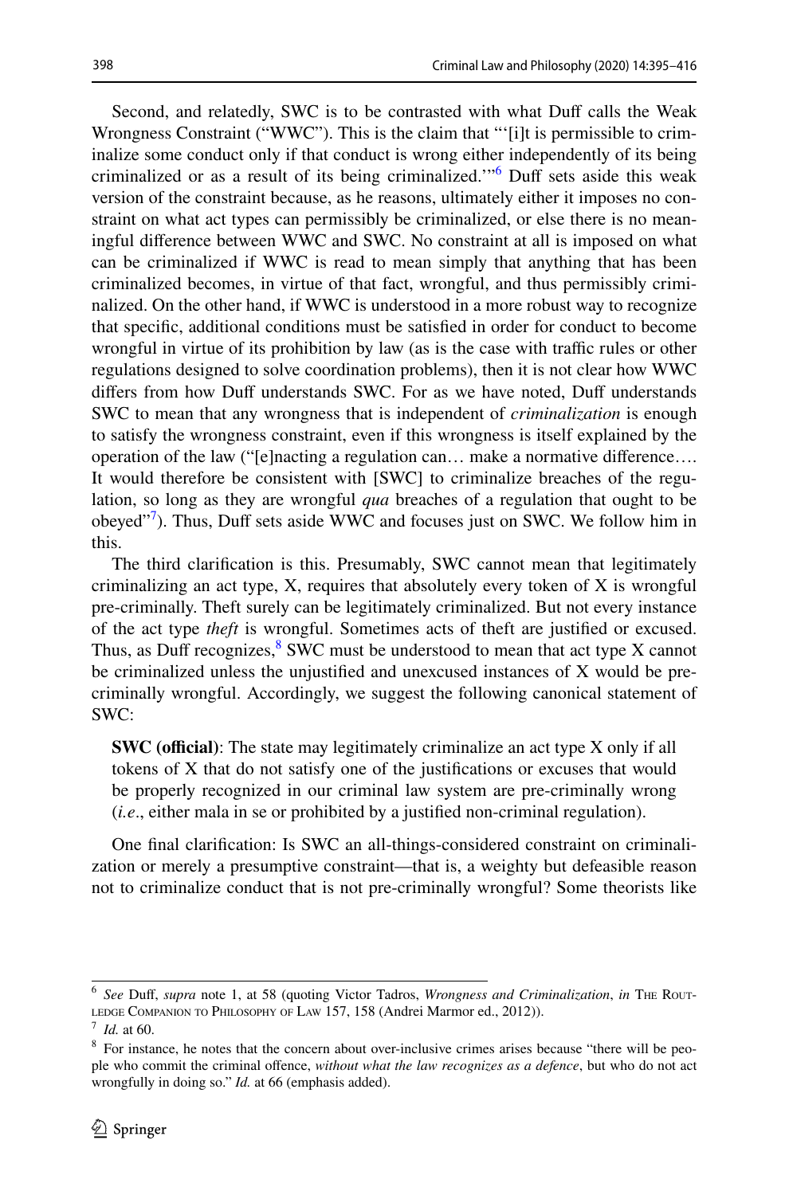Second, and relatedly, SWC is to be contrasted with what Duff calls the Weak Wrongness Constraint ("WWC"). This is the claim that "'[i]t is permissible to criminalize some conduct only if that conduct is wrong either independently of its being criminalized or as a result of its being criminalized.'"[6] Duff sets aside this weak version of the constraint because, as he reasons, ultimately either it imposes no constraint on what act types can permissibly be criminalized, or else there is no meaningful difference between WWC and SWC. No constraint at all is imposed on what can be criminalized if WWC is read to mean simply that anything that has been criminalized becomes, in virtue of that fact, wrongful, and thus permissibly criminalized. On the other hand, if WWC is understood in a more robust way to recognize that specific, additional conditions must be satisfied in order for conduct to become wrongful in virtue of its prohibition by law (as is the case with traffic rules or other regulations designed to solve coordination problems), then it is not clear how WWC differs from how Duff understands SWC. For as we have noted, Duff understands SWC to mean that any wrongness that is independent of *criminalization* is enough to satisfy the wrongness constraint, even if this wrongness is itself explained by the operation of the law ("[e]nacting a regulation can… make a normative difference…. It would therefore be consistent with [SWC] to criminalize breaches of the regulation, so long as they are wrongful *qua* breaches of a regulation that ought to be obeyed"[7]). Thus, Duff sets aside WWC and focuses just on SWC. We follow him in this.

The third clarification is this. Presumably, SWC cannot mean that legitimately criminalizing an act type, X, requires that absolutely every token of X is wrongful pre-criminally. Theft surely can be legitimately criminalized. But not every instance of the act type *theft* is wrongful. Sometimes acts of theft are justified or excused. Thus, as Duff recognizes,[8] SWC must be understood to mean that act type X cannot be criminalized unless the unjustified and unexcused instances of X would be pre-criminally wrongful. Accordingly, we suggest the following canonical statement of SWC:

> **SWC (official)**: The state may legitimately criminalize an act type X only if all tokens of X that do not satisfy one of the justifications or excuses that would be properly recognized in our criminal law system are pre-criminally wrong (*i.e*., either mala in se or prohibited by a justified non-criminal regulation).

One final clarification: Is SWC an all-things-considered constraint on criminalization or merely a presumptive constraint—that is, a weighty but defeasible reason not to criminalize conduct that is not pre-criminally wrongful? Some theorists like

---

[6] *See* Duff, *supra* note 1, at 58 (quoting Victor Tadros, *Wrongness and Criminalization*, *in* The Routledge Companion to Philosophy of Law 157, 158 (Andrei Marmor ed., 2012)).

[7] *Id.* at 60.

[8] For instance, he notes that the concern about over-inclusive crimes arises because "there will be people who commit the criminal offence, *without what the law recognizes as a defence*, but who do not act wrongfully in doing so." *Id.* at 66 (emphasis added).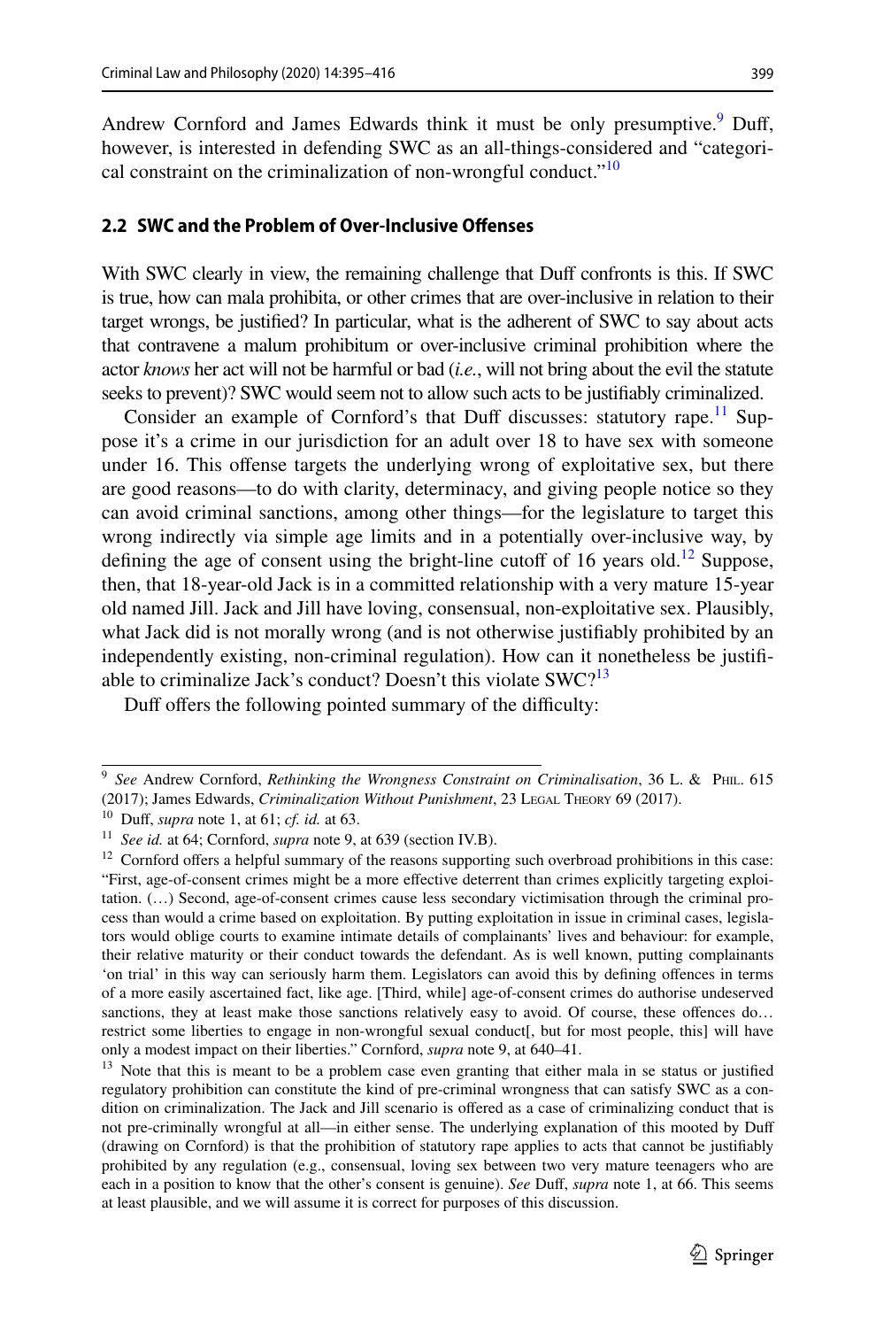Andrew Cornford and James Edwards think it must be only presumptive.[9] Duff, however, is interested in defending SWC as an all-things-considered and "categorical constraint on the criminalization of non-wrongful conduct."[10]

### 2.2 SWC and the Problem of Over-Inclusive Offenses

With SWC clearly in view, the remaining challenge that Duff confronts is this. If SWC is true, how can mala prohibita, or other crimes that are over-inclusive in relation to their target wrongs, be justified? In particular, what is the adherent of SWC to say about acts that contravene a malum prohibitum or over-inclusive criminal prohibition where the actor *knows* her act will not be harmful or bad (*i.e.*, will not bring about the evil the statute seeks to prevent)? SWC would seem not to allow such acts to be justifiably criminalized.

Consider an example of Cornford's that Duff discusses: statutory rape.[11] Suppose it's a crime in our jurisdiction for an adult over 18 to have sex with someone under 16. This offense targets the underlying wrong of exploitative sex, but there are good reasons—to do with clarity, determinacy, and giving people notice so they can avoid criminal sanctions, among other things—for the legislature to target this wrong indirectly via simple age limits and in a potentially over-inclusive way, by defining the age of consent using the bright-line cutoff of 16 years old.[12] Suppose, then, that 18-year-old Jack is in a committed relationship with a very mature 15-year old named Jill. Jack and Jill have loving, consensual, non-exploitative sex. Plausibly, what Jack did is not morally wrong (and is not otherwise justifiably prohibited by an independently existing, non-criminal regulation). How can it nonetheless be justifiable to criminalize Jack's conduct? Doesn't this violate SWC?[13]

Duff offers the following pointed summary of the difficulty:

---

[9] *See* Andrew Cornford, *Rethinking the Wrongness Constraint on Criminalisation*, 36 L. & Phil. 615 (2017); James Edwards, *Criminalization Without Punishment*, 23 Legal Theory 69 (2017).

[10] Duff, *supra* note 1, at 61; *cf. id.* at 63.

[11] *See id.* at 64; Cornford, *supra* note 9, at 639 (section IV.B).

[12] Cornford offers a helpful summary of the reasons supporting such overbroad prohibitions in this case: "First, age-of-consent crimes might be a more effective deterrent than crimes explicitly targeting exploitation. (…) Second, age-of-consent crimes cause less secondary victimisation through the criminal process than would a crime based on exploitation. By putting exploitation in issue in criminal cases, legislators would oblige courts to examine intimate details of complainants' lives and behaviour: for example, their relative maturity or their conduct towards the defendant. As is well known, putting complainants 'on trial' in this way can seriously harm them. Legislators can avoid this by defining offences in terms of a more easily ascertained fact, like age. [Third, while] age-of-consent crimes do authorise undeserved sanctions, they at least make those sanctions relatively easy to avoid. Of course, these offences do… restrict some liberties to engage in non-wrongful sexual conduct[, but for most people, this] will have only a modest impact on their liberties." Cornford, *supra* note 9, at 640–41.

[13] Note that this is meant to be a problem case even granting that either mala in se status or justified regulatory prohibition can constitute the kind of pre-criminal wrongness that can satisfy SWC as a condition on criminalization. The Jack and Jill scenario is offered as a case of criminalizing conduct that is not pre-criminally wrongful at all—in either sense. The underlying explanation of this mooted by Duff (drawing on Cornford) is that the prohibition of statutory rape applies to acts that cannot be justifiably prohibited by any regulation (e.g., consensual, loving sex between two very mature teenagers who are each in a position to know that the other's consent is genuine). *See* Duff, *supra* note 1, at 66. This seems at least plausible, and we will assume it is correct for purposes of this discussion.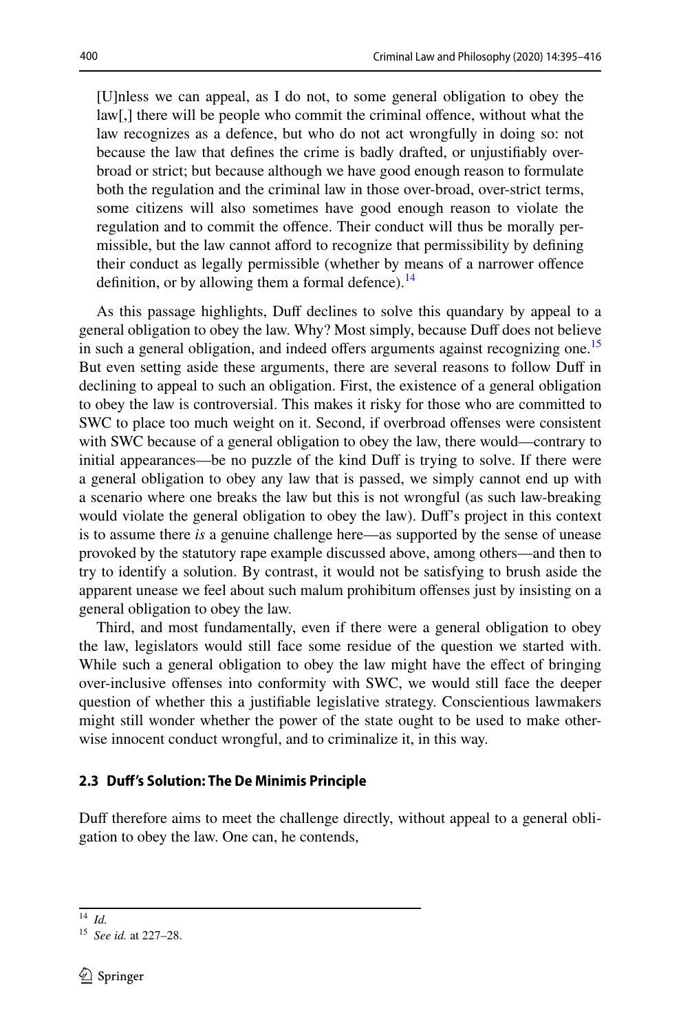> [U]nless we can appeal, as I do not, to some general obligation to obey the law[,] there will be people who commit the criminal offence, without what the law recognizes as a defence, but who do not act wrongfully in doing so: not because the law that defines the crime is badly drafted, or unjustifiably over-broad or strict; but because although we have good enough reason to formulate both the regulation and the criminal law in those over-broad, over-strict terms, some citizens will also sometimes have good enough reason to violate the regulation and to commit the offence. Their conduct will thus be morally permissible, but the law cannot afford to recognize that permissibility by defining their conduct as legally permissible (whether by means of a narrower offence definition, or by allowing them a formal defence).[14]

As this passage highlights, Duff declines to solve this quandary by appeal to a general obligation to obey the law. Why? Most simply, because Duff does not believe in such a general obligation, and indeed offers arguments against recognizing one.[15] But even setting aside these arguments, there are several reasons to follow Duff in declining to appeal to such an obligation. First, the existence of a general obligation to obey the law is controversial. This makes it risky for those who are committed to SWC to place too much weight on it. Second, if overbroad offenses were consistent with SWC because of a general obligation to obey the law, there would—contrary to initial appearances—be no puzzle of the kind Duff is trying to solve. If there were a general obligation to obey any law that is passed, we simply cannot end up with a scenario where one breaks the law but this is not wrongful (as such law-breaking would violate the general obligation to obey the law). Duff's project in this context is to assume there *is* a genuine challenge here—as supported by the sense of unease provoked by the statutory rape example discussed above, among others—and then to try to identify a solution. By contrast, it would not be satisfying to brush aside the apparent unease we feel about such malum prohibitum offenses just by insisting on a general obligation to obey the law.

Third, and most fundamentally, even if there were a general obligation to obey the law, legislators would still face some residue of the question we started with. While such a general obligation to obey the law might have the effect of bringing over-inclusive offenses into conformity with SWC, we would still face the deeper question of whether this a justifiable legislative strategy. Conscientious lawmakers might still wonder whether the power of the state ought to be used to make otherwise innocent conduct wrongful, and to criminalize it, in this way.

### 2.3 Duff's Solution: The De Minimis Principle

Duff therefore aims to meet the challenge directly, without appeal to a general obligation to obey the law. One can, he contends,

---

[14] *Id.*

[15] *See id.* at 227–28.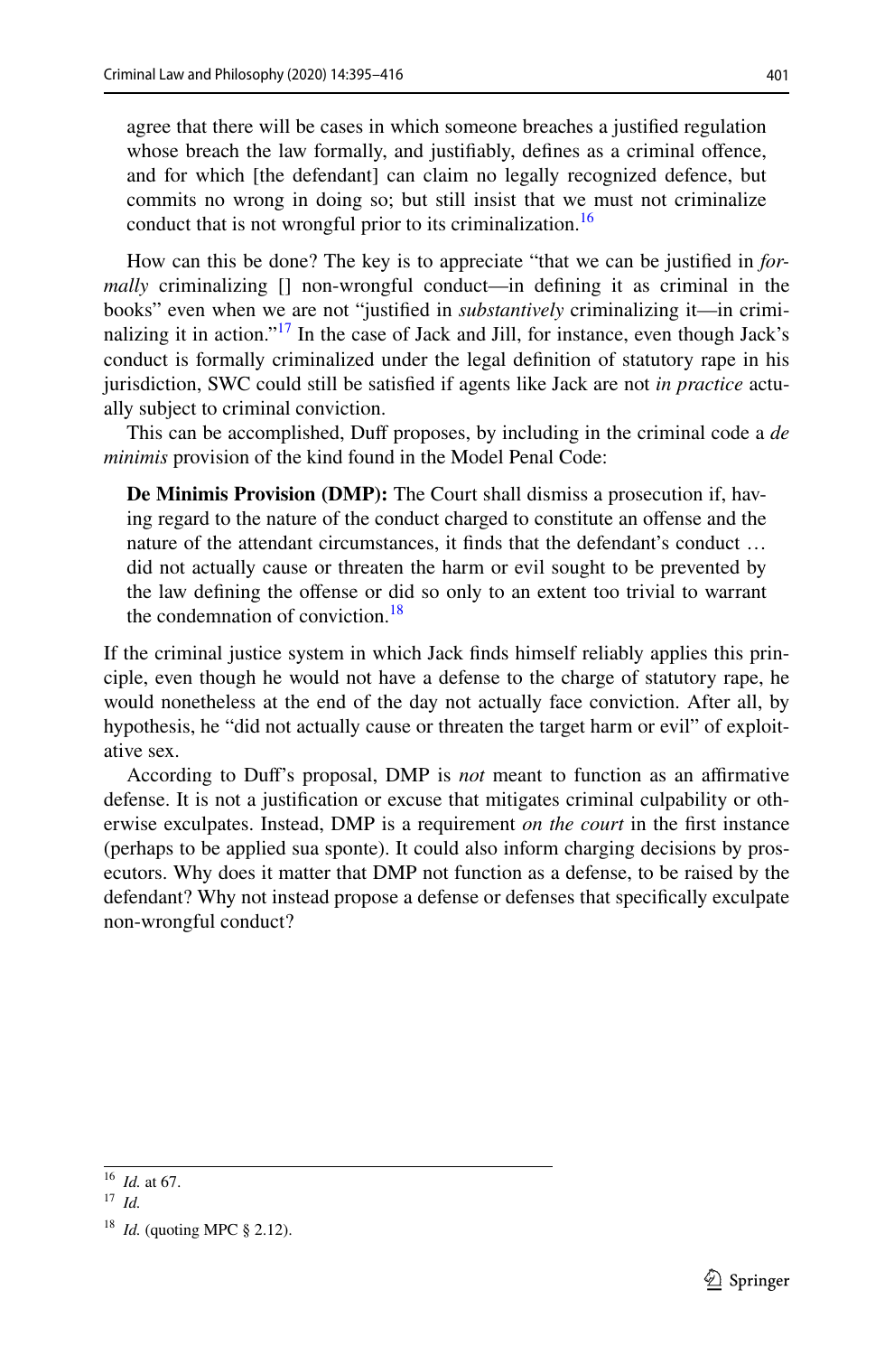> agree that there will be cases in which someone breaches a justified regulation whose breach the law formally, and justifiably, defines as a criminal offence, and for which [the defendant] can claim no legally recognized defence, but commits no wrong in doing so; but still insist that we must not criminalize conduct that is not wrongful prior to its criminalization.[16]

How can this be done? The key is to appreciate "that we can be justified in *formally* criminalizing [] non-wrongful conduct—in defining it as criminal in the books" even when we are not "justified in *substantively* criminalizing it—in criminalizing it in action."[17] In the case of Jack and Jill, for instance, even though Jack's conduct is formally criminalized under the legal definition of statutory rape in his jurisdiction, SWC could still be satisfied if agents like Jack are not *in practice* actually subject to criminal conviction.

This can be accomplished, Duff proposes, by including in the criminal code a *de minimis* provision of the kind found in the Model Penal Code:

> **De Minimis Provision (DMP):** The Court shall dismiss a prosecution if, having regard to the nature of the conduct charged to constitute an offense and the nature of the attendant circumstances, it finds that the defendant's conduct … did not actually cause or threaten the harm or evil sought to be prevented by the law defining the offense or did so only to an extent too trivial to warrant the condemnation of conviction.[18]

If the criminal justice system in which Jack finds himself reliably applies this principle, even though he would not have a defense to the charge of statutory rape, he would nonetheless at the end of the day not actually face conviction. After all, by hypothesis, he "did not actually cause or threaten the target harm or evil" of exploitative sex.

According to Duff's proposal, DMP is *not* meant to function as an affirmative defense. It is not a justification or excuse that mitigates criminal culpability or otherwise exculpates. Instead, DMP is a requirement *on the court* in the first instance (perhaps to be applied sua sponte). It could also inform charging decisions by prosecutors. Why does it matter that DMP not function as a defense, to be raised by the defendant? Why not instead propose a defense or defenses that specifically exculpate non-wrongful conduct?

---

[16] *Id.* at 67.

[17] *Id.*

[18] *Id.* (quoting MPC § 2.12).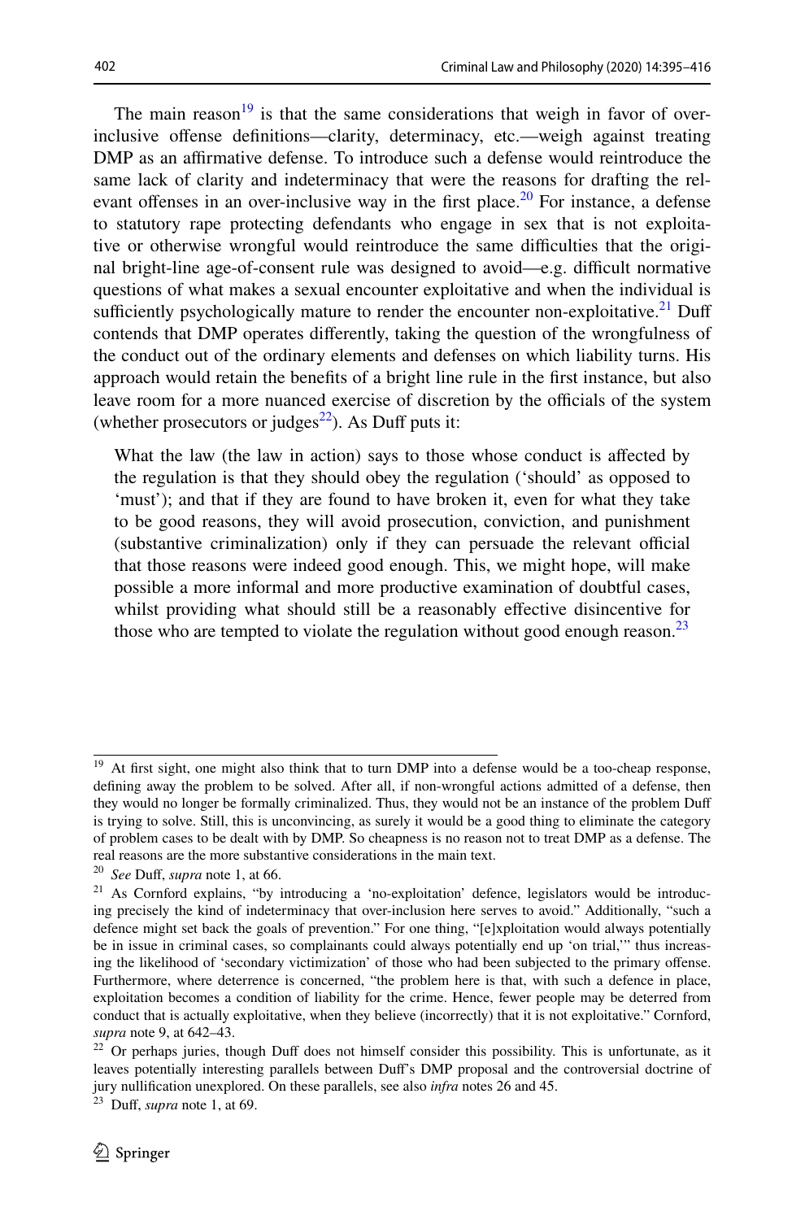The main reason[19] is that the same considerations that weigh in favor of over-inclusive offense definitions—clarity, determinacy, etc.—weigh against treating DMP as an affirmative defense. To introduce such a defense would reintroduce the same lack of clarity and indeterminacy that were the reasons for drafting the relevant offenses in an over-inclusive way in the first place.[20] For instance, a defense to statutory rape protecting defendants who engage in sex that is not exploitative or otherwise wrongful would reintroduce the same difficulties that the original bright-line age-of-consent rule was designed to avoid—e.g. difficult normative questions of what makes a sexual encounter exploitative and when the individual is sufficiently psychologically mature to render the encounter non-exploitative.[21] Duff contends that DMP operates differently, taking the question of the wrongfulness of the conduct out of the ordinary elements and defenses on which liability turns. His approach would retain the benefits of a bright line rule in the first instance, but also leave room for a more nuanced exercise of discretion by the officials of the system (whether prosecutors or judges[22]). As Duff puts it:

> What the law (the law in action) says to those whose conduct is affected by the regulation is that they should obey the regulation ('should' as opposed to 'must'); and that if they are found to have broken it, even for what they take to be good reasons, they will avoid prosecution, conviction, and punishment (substantive criminalization) only if they can persuade the relevant official that those reasons were indeed good enough. This, we might hope, will make possible a more informal and more productive examination of doubtful cases, whilst providing what should still be a reasonably effective disincentive for those who are tempted to violate the regulation without good enough reason.[23]

---

[19] At first sight, one might also think that to turn DMP into a defense would be a too-cheap response, defining away the problem to be solved. After all, if non-wrongful actions admitted of a defense, then they would no longer be formally criminalized. Thus, they would not be an instance of the problem Duff is trying to solve. Still, this is unconvincing, as surely it would be a good thing to eliminate the category of problem cases to be dealt with by DMP. So cheapness is no reason not to treat DMP as a defense. The real reasons are the more substantive considerations in the main text.

[20] *See* Duff, *supra* note 1, at 66.

[21] As Cornford explains, "by introducing a 'no-exploitation' defence, legislators would be introducing precisely the kind of indeterminacy that over-inclusion here serves to avoid." Additionally, "such a defence might set back the goals of prevention." For one thing, "[e]xploitation would always potentially be in issue in criminal cases, so complainants could always potentially end up 'on trial,'" thus increasing the likelihood of 'secondary victimization' of those who had been subjected to the primary offense. Furthermore, where deterrence is concerned, "the problem here is that, with such a defence in place, exploitation becomes a condition of liability for the crime. Hence, fewer people may be deterred from conduct that is actually exploitative, when they believe (incorrectly) that it is not exploitative." Cornford, *supra* note 9, at 642–43.

[22] Or perhaps juries, though Duff does not himself consider this possibility. This is unfortunate, as it leaves potentially interesting parallels between Duff's DMP proposal and the controversial doctrine of jury nullification unexplored. On these parallels, see also *infra* notes 26 and 45.

[23] Duff, *supra* note 1, at 69.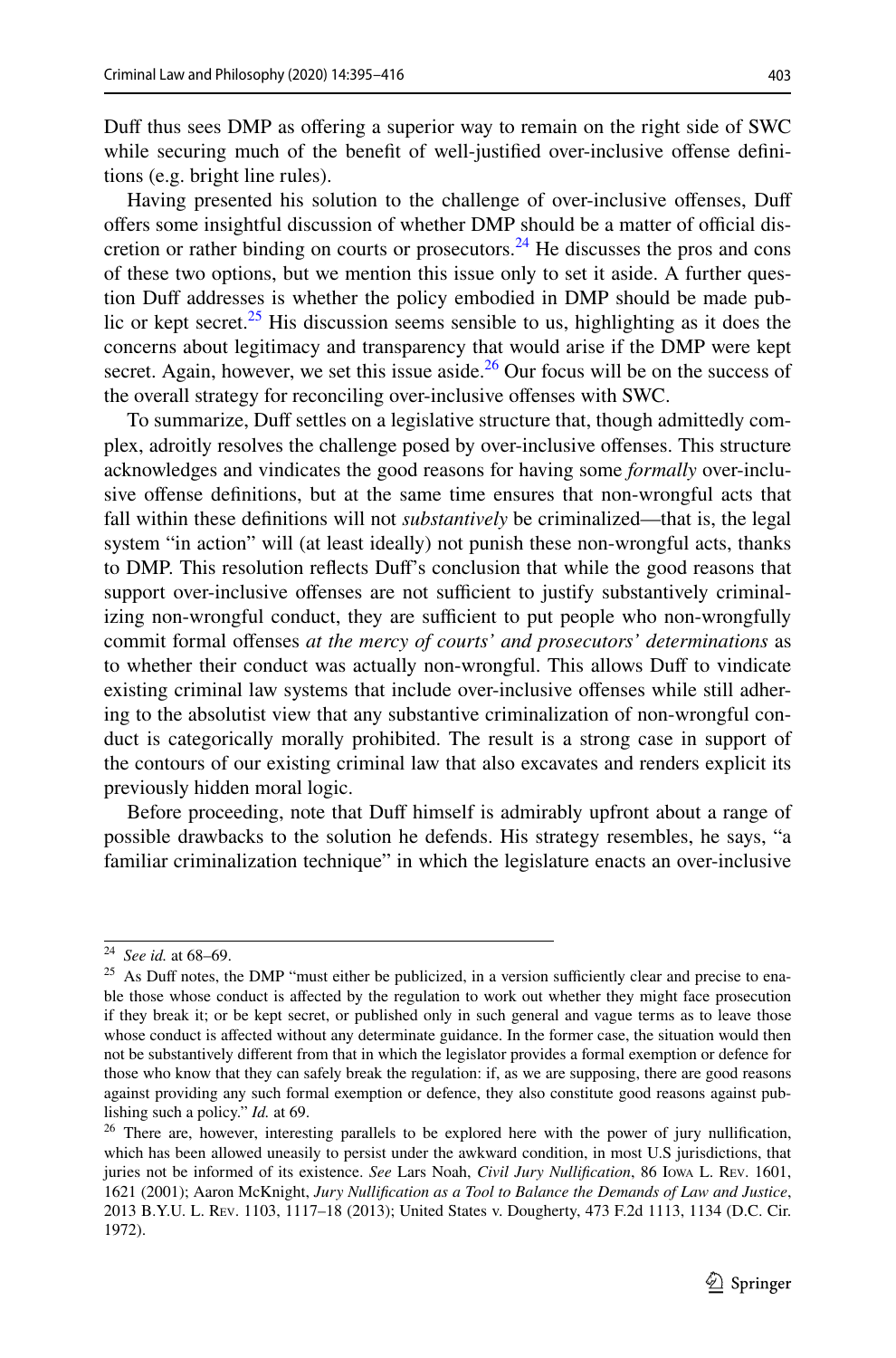Duff thus sees DMP as offering a superior way to remain on the right side of SWC while securing much of the benefit of well-justified over-inclusive offense definitions (e.g. bright line rules).

Having presented his solution to the challenge of over-inclusive offenses, Duff offers some insightful discussion of whether DMP should be a matter of official discretion or rather binding on courts or prosecutors.[24] He discusses the pros and cons of these two options, but we mention this issue only to set it aside. A further question Duff addresses is whether the policy embodied in DMP should be made public or kept secret.[25] His discussion seems sensible to us, highlighting as it does the concerns about legitimacy and transparency that would arise if the DMP were kept secret. Again, however, we set this issue aside.[26] Our focus will be on the success of the overall strategy for reconciling over-inclusive offenses with SWC.

To summarize, Duff settles on a legislative structure that, though admittedly complex, adroitly resolves the challenge posed by over-inclusive offenses. This structure acknowledges and vindicates the good reasons for having some *formally* over-inclusive offense definitions, but at the same time ensures that non-wrongful acts that fall within these definitions will not *substantively* be criminalized—that is, the legal system "in action" will (at least ideally) not punish these non-wrongful acts, thanks to DMP. This resolution reflects Duff's conclusion that while the good reasons that support over-inclusive offenses are not sufficient to justify substantively criminalizing non-wrongful conduct, they are sufficient to put people who non-wrongfully commit formal offenses *at the mercy of courts' and prosecutors' determinations* as to whether their conduct was actually non-wrongful. This allows Duff to vindicate existing criminal law systems that include over-inclusive offenses while still adhering to the absolutist view that any substantive criminalization of non-wrongful conduct is categorically morally prohibited. The result is a strong case in support of the contours of our existing criminal law that also excavates and renders explicit its previously hidden moral logic.

Before proceeding, note that Duff himself is admirably upfront about a range of possible drawbacks to the solution he defends. His strategy resembles, he says, "a familiar criminalization technique" in which the legislature enacts an over-inclusive

---

[24] *See id.* at 68–69.

[25] As Duff notes, the DMP "must either be publicized, in a version sufficiently clear and precise to enable those whose conduct is affected by the regulation to work out whether they might face prosecution if they break it; or be kept secret, or published only in such general and vague terms as to leave those whose conduct is affected without any determinate guidance. In the former case, the situation would then not be substantively different from that in which the legislator provides a formal exemption or defence for those who know that they can safely break the regulation: if, as we are supposing, there are good reasons against providing any such formal exemption or defence, they also constitute good reasons against publishing such a policy." *Id.* at 69.

[26] There are, however, interesting parallels to be explored here with the power of jury nullification, which has been allowed uneasily to persist under the awkward condition, in most U.S jurisdictions, that juries not be informed of its existence. *See* Lars Noah, *Civil Jury Nullification*, 86 Iowa L. Rev. 1601, 1621 (2001); Aaron McKnight, *Jury Nullification as a Tool to Balance the Demands of Law and Justice*, 2013 B.Y.U. L. Rev. 1103, 1117–18 (2013); United States v. Dougherty, 473 F.2d 1113, 1134 (D.C. Cir. 1972).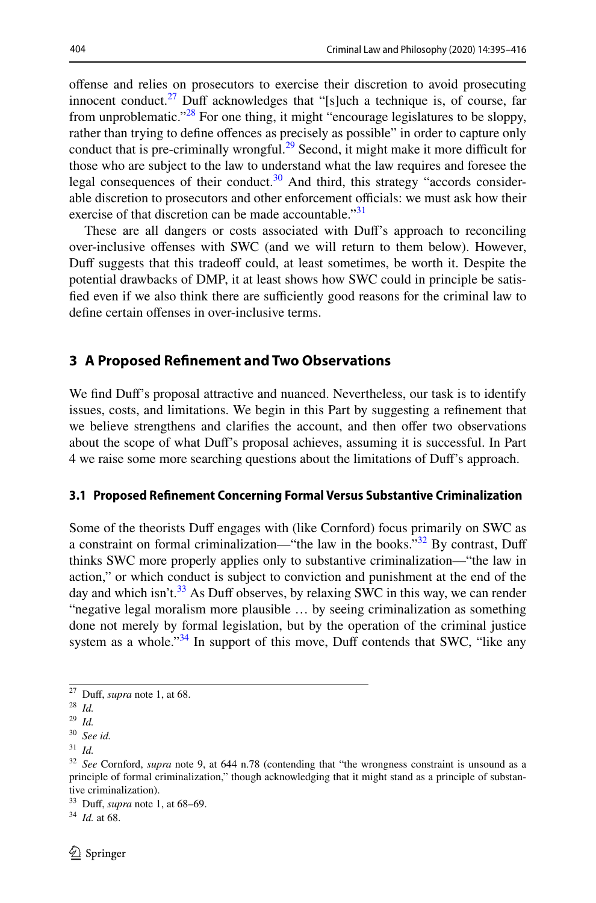offense and relies on prosecutors to exercise their discretion to avoid prosecuting innocent conduct.[27] Duff acknowledges that "[s]uch a technique is, of course, far from unproblematic."[28] For one thing, it might "encourage legislatures to be sloppy, rather than trying to define offences as precisely as possible" in order to capture only conduct that is pre-criminally wrongful.[29] Second, it might make it more difficult for those who are subject to the law to understand what the law requires and foresee the legal consequences of their conduct.[30] And third, this strategy "accords considerable discretion to prosecutors and other enforcement officials: we must ask how their exercise of that discretion can be made accountable."[31]

These are all dangers or costs associated with Duff's approach to reconciling over-inclusive offenses with SWC (and we will return to them below). However, Duff suggests that this tradeoff could, at least sometimes, be worth it. Despite the potential drawbacks of DMP, it at least shows how SWC could in principle be satisfied even if we also think there are sufficiently good reasons for the criminal law to define certain offenses in over-inclusive terms.

## 3 A Proposed Refinement and Two Observations

We find Duff's proposal attractive and nuanced. Nevertheless, our task is to identify issues, costs, and limitations. We begin in this Part by suggesting a refinement that we believe strengthens and clarifies the account, and then offer two observations about the scope of what Duff's proposal achieves, assuming it is successful. In Part 4 we raise some more searching questions about the limitations of Duff's approach.

### 3.1 Proposed Refinement Concerning Formal Versus Substantive Criminalization

Some of the theorists Duff engages with (like Cornford) focus primarily on SWC as a constraint on formal criminalization—"the law in the books."[32] By contrast, Duff thinks SWC more properly applies only to substantive criminalization—"the law in action," or which conduct is subject to conviction and punishment at the end of the day and which isn't.[33] As Duff observes, by relaxing SWC in this way, we can render "negative legal moralism more plausible … by seeing criminalization as something done not merely by formal legislation, but by the operation of the criminal justice system as a whole."[34] In support of this move, Duff contends that SWC, "like any

---

[27] Duff, *supra* note 1, at 68.

[28] *Id.*

[29] *Id.*

[30] *See id.*

[31] *Id.*

[32] *See* Cornford, *supra* note 9, at 644 n.78 (contending that "the wrongness constraint is unsound as a principle of formal criminalization," though acknowledging that it might stand as a principle of substantive criminalization).

[33] Duff, *supra* note 1, at 68–69.

[34] *Id.* at 68.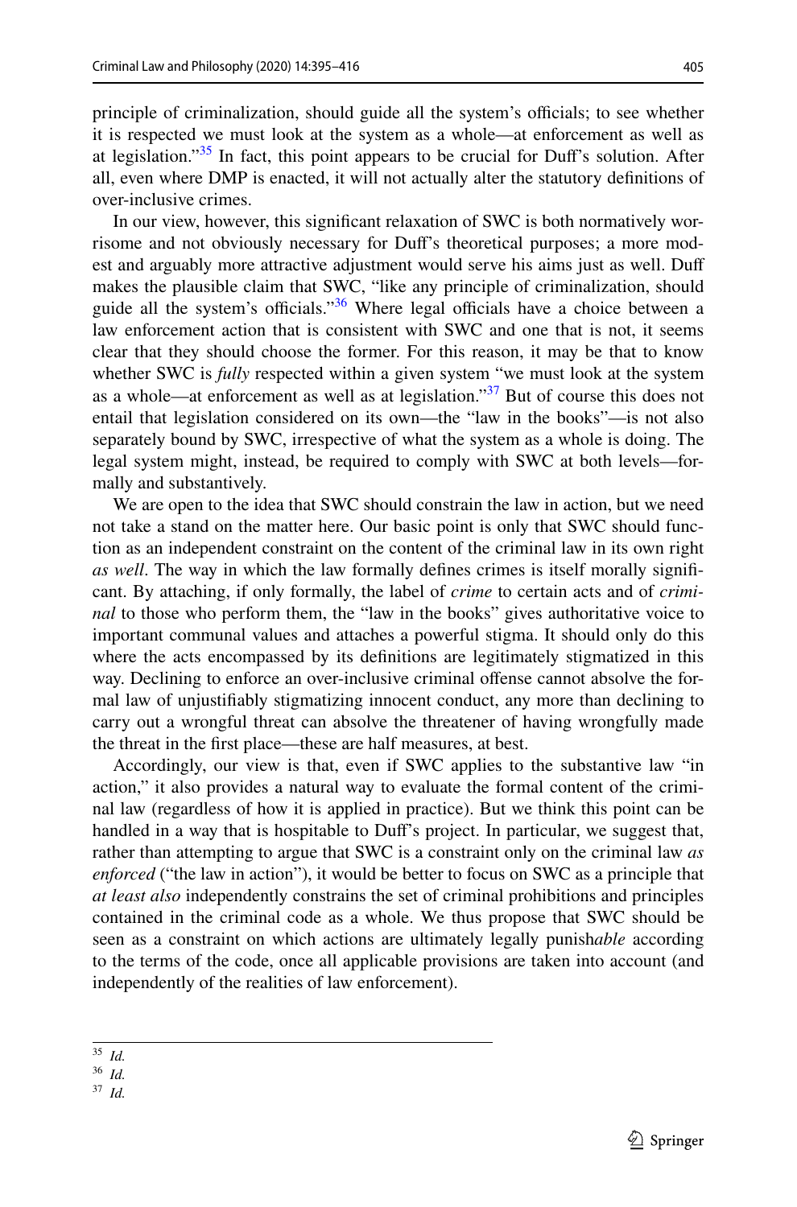principle of criminalization, should guide all the system's officials; to see whether it is respected we must look at the system as a whole—at enforcement as well as at legislation."[35] In fact, this point appears to be crucial for Duff's solution. After all, even where DMP is enacted, it will not actually alter the statutory definitions of over-inclusive crimes.

In our view, however, this significant relaxation of SWC is both normatively worrisome and not obviously necessary for Duff's theoretical purposes; a more modest and arguably more attractive adjustment would serve his aims just as well. Duff makes the plausible claim that SWC, "like any principle of criminalization, should guide all the system's officials."[36] Where legal officials have a choice between a law enforcement action that is consistent with SWC and one that is not, it seems clear that they should choose the former. For this reason, it may be that to know whether SWC is *fully* respected within a given system "we must look at the system as a whole—at enforcement as well as at legislation."[37] But of course this does not entail that legislation considered on its own—the "law in the books"—is not also separately bound by SWC, irrespective of what the system as a whole is doing. The legal system might, instead, be required to comply with SWC at both levels—formally and substantively.

We are open to the idea that SWC should constrain the law in action, but we need not take a stand on the matter here. Our basic point is only that SWC should function as an independent constraint on the content of the criminal law in its own right *as well*. The way in which the law formally defines crimes is itself morally significant. By attaching, if only formally, the label of *crime* to certain acts and of *criminal* to those who perform them, the "law in the books" gives authoritative voice to important communal values and attaches a powerful stigma. It should only do this where the acts encompassed by its definitions are legitimately stigmatized in this way. Declining to enforce an over-inclusive criminal offense cannot absolve the formal law of unjustifiably stigmatizing innocent conduct, any more than declining to carry out a wrongful threat can absolve the threatener of having wrongfully made the threat in the first place—these are half measures, at best.

Accordingly, our view is that, even if SWC applies to the substantive law "in action," it also provides a natural way to evaluate the formal content of the criminal law (regardless of how it is applied in practice). But we think this point can be handled in a way that is hospitable to Duff's project. In particular, we suggest that, rather than attempting to argue that SWC is a constraint only on the criminal law *as enforced* ("the law in action"), it would be better to focus on SWC as a principle that *at least also* independently constrains the set of criminal prohibitions and principles contained in the criminal code as a whole. We thus propose that SWC should be seen as a constraint on which actions are ultimately legally punish*able* according to the terms of the code, once all applicable provisions are taken into account (and independently of the realities of law enforcement).

---

[35] *Id.*

[36] *Id.*

[37] *Id.*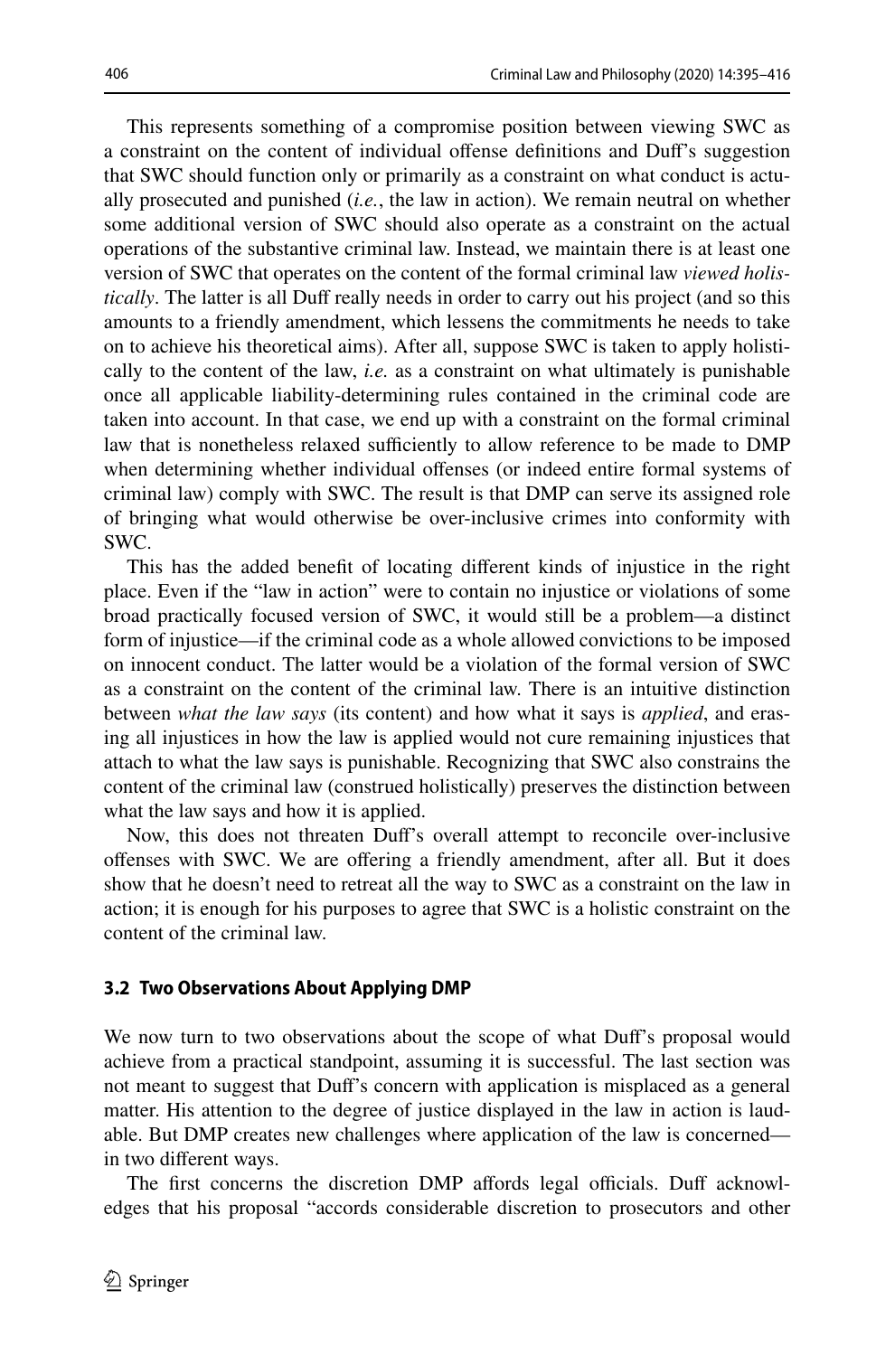This represents something of a compromise position between viewing SWC as a constraint on the content of individual offense definitions and Duff's suggestion that SWC should function only or primarily as a constraint on what conduct is actually prosecuted and punished (*i.e.*, the law in action). We remain neutral on whether some additional version of SWC should also operate as a constraint on the actual operations of the substantive criminal law. Instead, we maintain there is at least one version of SWC that operates on the content of the formal criminal law *viewed holistically*. The latter is all Duff really needs in order to carry out his project (and so this amounts to a friendly amendment, which lessens the commitments he needs to take on to achieve his theoretical aims). After all, suppose SWC is taken to apply holistically to the content of the law, *i.e.* as a constraint on what ultimately is punishable once all applicable liability-determining rules contained in the criminal code are taken into account. In that case, we end up with a constraint on the formal criminal law that is nonetheless relaxed sufficiently to allow reference to be made to DMP when determining whether individual offenses (or indeed entire formal systems of criminal law) comply with SWC. The result is that DMP can serve its assigned role of bringing what would otherwise be over-inclusive crimes into conformity with SWC.

This has the added benefit of locating different kinds of injustice in the right place. Even if the "law in action" were to contain no injustice or violations of some broad practically focused version of SWC, it would still be a problem—a distinct form of injustice—if the criminal code as a whole allowed convictions to be imposed on innocent conduct. The latter would be a violation of the formal version of SWC as a constraint on the content of the criminal law. There is an intuitive distinction between *what the law says* (its content) and how what it says is *applied*, and erasing all injustices in how the law is applied would not cure remaining injustices that attach to what the law says is punishable. Recognizing that SWC also constrains the content of the criminal law (construed holistically) preserves the distinction between what the law says and how it is applied.

Now, this does not threaten Duff's overall attempt to reconcile over-inclusive offenses with SWC. We are offering a friendly amendment, after all. But it does show that he doesn't need to retreat all the way to SWC as a constraint on the law in action; it is enough for his purposes to agree that SWC is a holistic constraint on the content of the criminal law.

### 3.2 Two Observations About Applying DMP

We now turn to two observations about the scope of what Duff's proposal would achieve from a practical standpoint, assuming it is successful. The last section was not meant to suggest that Duff's concern with application is misplaced as a general matter. His attention to the degree of justice displayed in the law in action is laudable. But DMP creates new challenges where application of the law is concerned—in two different ways.

The first concerns the discretion DMP affords legal officials. Duff acknowledges that his proposal "accords considerable discretion to prosecutors and other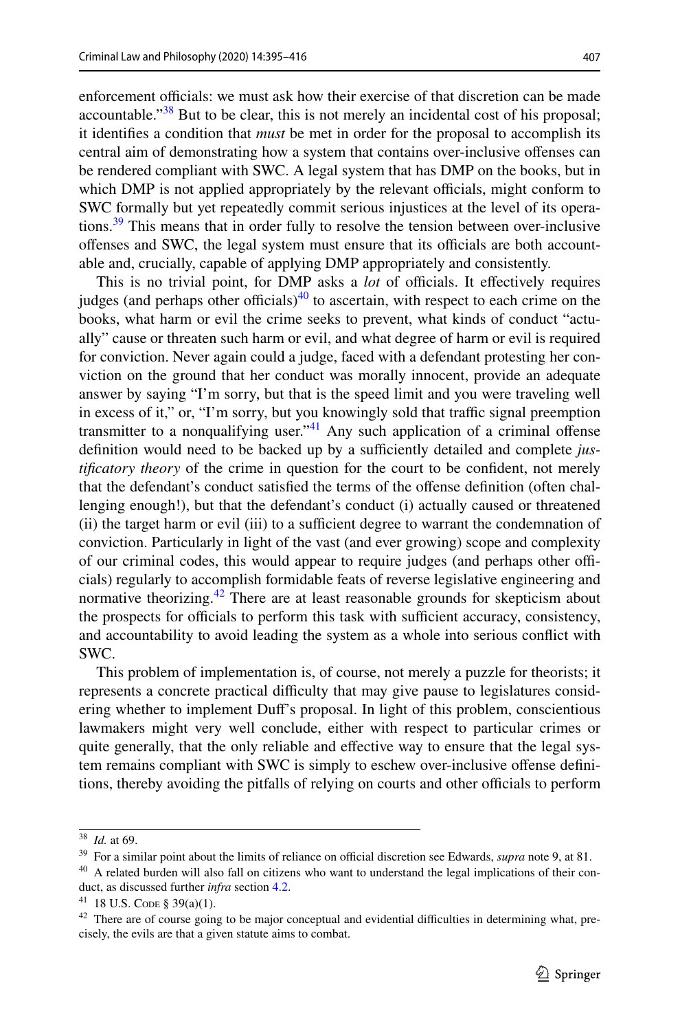enforcement officials: we must ask how their exercise of that discretion can be made accountable."[38] But to be clear, this is not merely an incidental cost of his proposal; it identifies a condition that *must* be met in order for the proposal to accomplish its central aim of demonstrating how a system that contains over-inclusive offenses can be rendered compliant with SWC. A legal system that has DMP on the books, but in which DMP is not applied appropriately by the relevant officials, might conform to SWC formally but yet repeatedly commit serious injustices at the level of its operations.[39] This means that in order fully to resolve the tension between over-inclusive offenses and SWC, the legal system must ensure that its officials are both accountable and, crucially, capable of applying DMP appropriately and consistently.

This is no trivial point, for DMP asks a *lot* of officials. It effectively requires judges (and perhaps other officials)[40] to ascertain, with respect to each crime on the books, what harm or evil the crime seeks to prevent, what kinds of conduct "actually" cause or threaten such harm or evil, and what degree of harm or evil is required for conviction. Never again could a judge, faced with a defendant protesting her conviction on the ground that her conduct was morally innocent, provide an adequate answer by saying "I'm sorry, but that is the speed limit and you were traveling well in excess of it," or, "I'm sorry, but you knowingly sold that traffic signal preemption transmitter to a nonqualifying user."[41] Any such application of a criminal offense definition would need to be backed up by a sufficiently detailed and complete *justificatory theory* of the crime in question for the court to be confident, not merely that the defendant's conduct satisfied the terms of the offense definition (often challenging enough!), but that the defendant's conduct (i) actually caused or threatened (ii) the target harm or evil (iii) to a sufficient degree to warrant the condemnation of conviction. Particularly in light of the vast (and ever growing) scope and complexity of our criminal codes, this would appear to require judges (and perhaps other officials) regularly to accomplish formidable feats of reverse legislative engineering and normative theorizing.[42] There are at least reasonable grounds for skepticism about the prospects for officials to perform this task with sufficient accuracy, consistency, and accountability to avoid leading the system as a whole into serious conflict with SWC.

This problem of implementation is, of course, not merely a puzzle for theorists; it represents a concrete practical difficulty that may give pause to legislatures considering whether to implement Duff's proposal. In light of this problem, conscientious lawmakers might very well conclude, either with respect to particular crimes or quite generally, that the only reliable and effective way to ensure that the legal system remains compliant with SWC is simply to eschew over-inclusive offense definitions, thereby avoiding the pitfalls of relying on courts and other officials to perform

---

[38] *Id.* at 69.

[39] For a similar point about the limits of reliance on official discretion see Edwards, *supra* note 9, at 81.

[40] A related burden will also fall on citizens who want to understand the legal implications of their conduct, as discussed further *infra* section 4.2.

[41] 18 U.S. Code § 39(a)(1).

[42] There are of course going to be major conceptual and evidential difficulties in determining what, precisely, the evils are that a given statute aims to combat.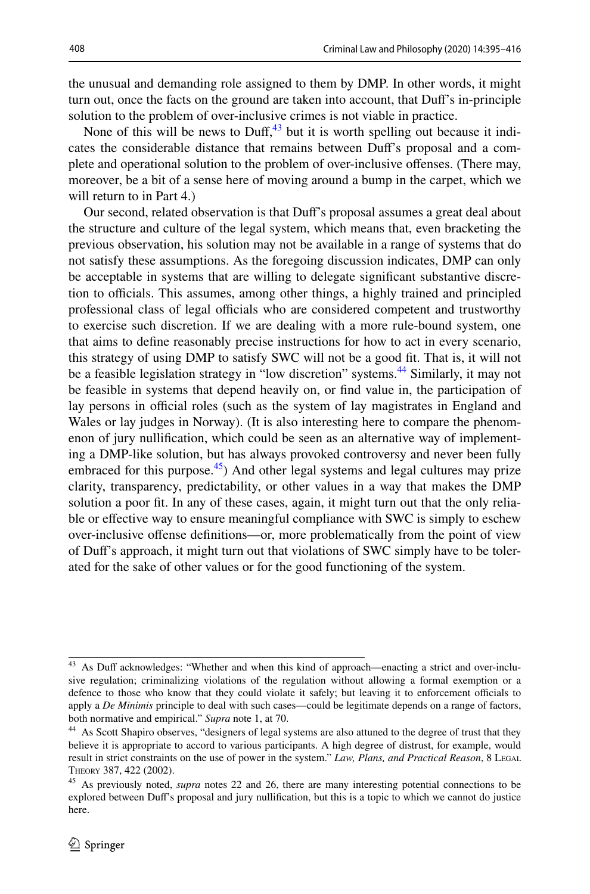the unusual and demanding role assigned to them by DMP. In other words, it might turn out, once the facts on the ground are taken into account, that Duff's in-principle solution to the problem of over-inclusive crimes is not viable in practice.

None of this will be news to Duff,[43] but it is worth spelling out because it indicates the considerable distance that remains between Duff's proposal and a complete and operational solution to the problem of over-inclusive offenses. (There may, moreover, be a bit of a sense here of moving around a bump in the carpet, which we will return to in Part 4.)

Our second, related observation is that Duff's proposal assumes a great deal about the structure and culture of the legal system, which means that, even bracketing the previous observation, his solution may not be available in a range of systems that do not satisfy these assumptions. As the foregoing discussion indicates, DMP can only be acceptable in systems that are willing to delegate significant substantive discretion to officials. This assumes, among other things, a highly trained and principled professional class of legal officials who are considered competent and trustworthy to exercise such discretion. If we are dealing with a more rule-bound system, one that aims to define reasonably precise instructions for how to act in every scenario, this strategy of using DMP to satisfy SWC will not be a good fit. That is, it will not be a feasible legislation strategy in "low discretion" systems.[44] Similarly, it may not be feasible in systems that depend heavily on, or find value in, the participation of lay persons in official roles (such as the system of lay magistrates in England and Wales or lay judges in Norway). (It is also interesting here to compare the phenomenon of jury nullification, which could be seen as an alternative way of implementing a DMP-like solution, but has always provoked controversy and never been fully embraced for this purpose.[45]) And other legal systems and legal cultures may prize clarity, transparency, predictability, or other values in a way that makes the DMP solution a poor fit. In any of these cases, again, it might turn out that the only reliable or effective way to ensure meaningful compliance with SWC is simply to eschew over-inclusive offense definitions—or, more problematically from the point of view of Duff's approach, it might turn out that violations of SWC simply have to be tolerated for the sake of other values or for the good functioning of the system.

---

[43] As Duff acknowledges: "Whether and when this kind of approach—enacting a strict and over-inclusive regulation; criminalizing violations of the regulation without allowing a formal exemption or a defence to those who know that they could violate it safely; but leaving it to enforcement officials to apply a *De Minimis* principle to deal with such cases—could be legitimate depends on a range of factors, both normative and empirical." *Supra* note 1, at 70.

[44] As Scott Shapiro observes, "designers of legal systems are also attuned to the degree of trust that they believe it is appropriate to accord to various participants. A high degree of distrust, for example, would result in strict constraints on the use of power in the system." *Law, Plans, and Practical Reason*, 8 Legal Theory 387, 422 (2002).

[45] As previously noted, *supra* notes 22 and 26, there are many interesting potential connections to be explored between Duff's proposal and jury nullification, but this is a topic to which we cannot do justice here.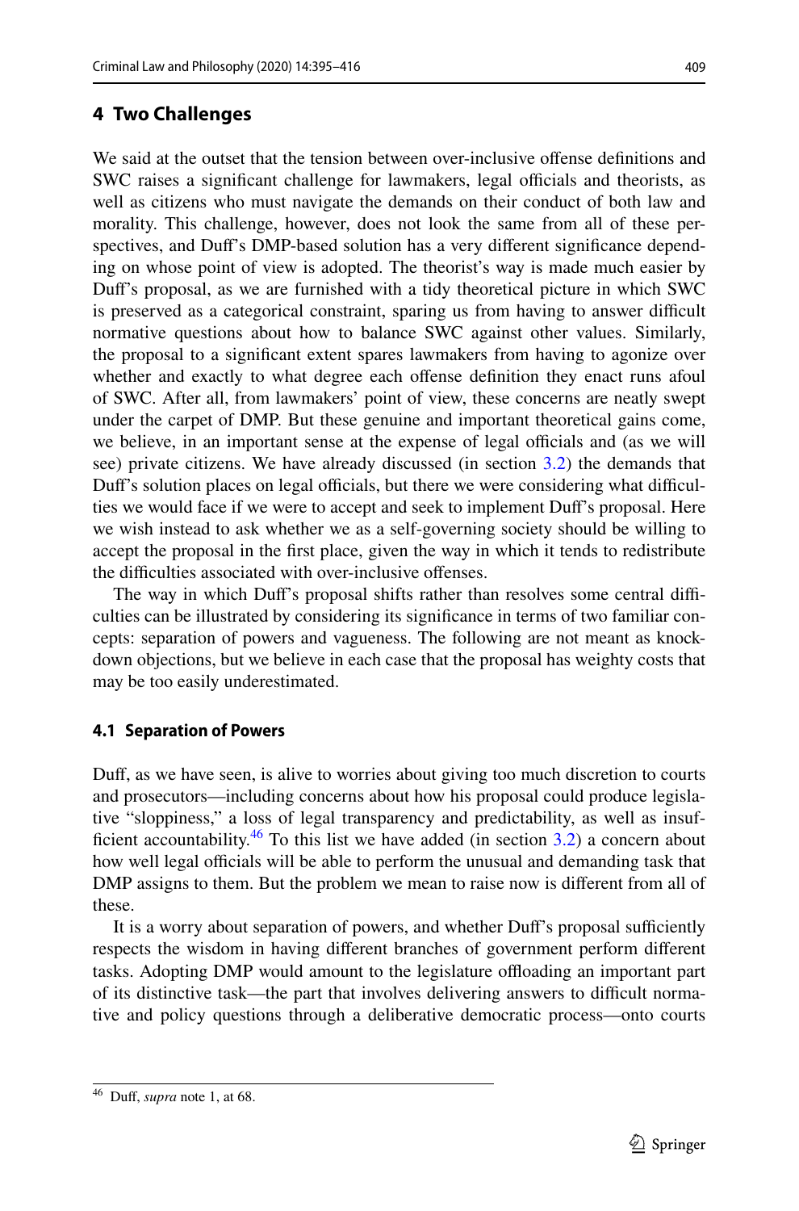## 4 Two Challenges

We said at the outset that the tension between over-inclusive offense definitions and SWC raises a significant challenge for lawmakers, legal officials and theorists, as well as citizens who must navigate the demands on their conduct of both law and morality. This challenge, however, does not look the same from all of these perspectives, and Duff's DMP-based solution has a very different significance depending on whose point of view is adopted. The theorist's way is made much easier by Duff's proposal, as we are furnished with a tidy theoretical picture in which SWC is preserved as a categorical constraint, sparing us from having to answer difficult normative questions about how to balance SWC against other values. Similarly, the proposal to a significant extent spares lawmakers from having to agonize over whether and exactly to what degree each offense definition they enact runs afoul of SWC. After all, from lawmakers' point of view, these concerns are neatly swept under the carpet of DMP. But these genuine and important theoretical gains come, we believe, in an important sense at the expense of legal officials and (as we will see) private citizens. We have already discussed (in section 3.2) the demands that Duff's solution places on legal officials, but there we were considering what difficulties we would face if we were to accept and seek to implement Duff's proposal. Here we wish instead to ask whether we as a self-governing society should be willing to accept the proposal in the first place, given the way in which it tends to redistribute the difficulties associated with over-inclusive offenses.

The way in which Duff's proposal shifts rather than resolves some central difficulties can be illustrated by considering its significance in terms of two familiar concepts: separation of powers and vagueness. The following are not meant as knockdown objections, but we believe in each case that the proposal has weighty costs that may be too easily underestimated.

### 4.1 Separation of Powers

Duff, as we have seen, is alive to worries about giving too much discretion to courts and prosecutors—including concerns about how his proposal could produce legislative "sloppiness," a loss of legal transparency and predictability, as well as insufficient accountability.[46] To this list we have added (in section 3.2) a concern about how well legal officials will be able to perform the unusual and demanding task that DMP assigns to them. But the problem we mean to raise now is different from all of these.

It is a worry about separation of powers, and whether Duff's proposal sufficiently respects the wisdom in having different branches of government perform different tasks. Adopting DMP would amount to the legislature offloading an important part of its distinctive task—the part that involves delivering answers to difficult normative and policy questions through a deliberative democratic process—onto courts

---

[46] Duff, *supra* note 1, at 68.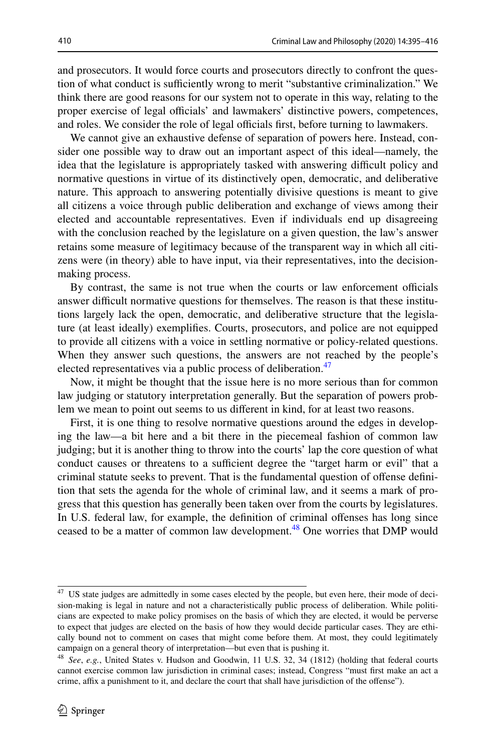and prosecutors. It would force courts and prosecutors directly to confront the question of what conduct is sufficiently wrong to merit "substantive criminalization." We think there are good reasons for our system not to operate in this way, relating to the proper exercise of legal officials' and lawmakers' distinctive powers, competences, and roles. We consider the role of legal officials first, before turning to lawmakers.

We cannot give an exhaustive defense of separation of powers here. Instead, consider one possible way to draw out an important aspect of this ideal—namely, the idea that the legislature is appropriately tasked with answering difficult policy and normative questions in virtue of its distinctively open, democratic, and deliberative nature. This approach to answering potentially divisive questions is meant to give all citizens a voice through public deliberation and exchange of views among their elected and accountable representatives. Even if individuals end up disagreeing with the conclusion reached by the legislature on a given question, the law's answer retains some measure of legitimacy because of the transparent way in which all citizens were (in theory) able to have input, via their representatives, into the decision-making process.

By contrast, the same is not true when the courts or law enforcement officials answer difficult normative questions for themselves. The reason is that these institutions largely lack the open, democratic, and deliberative structure that the legislature (at least ideally) exemplifies. Courts, prosecutors, and police are not equipped to provide all citizens with a voice in settling normative or policy-related questions. When they answer such questions, the answers are not reached by the people's elected representatives via a public process of deliberation.[47]

Now, it might be thought that the issue here is no more serious than for common law judging or statutory interpretation generally. But the separation of powers problem we mean to point out seems to us different in kind, for at least two reasons.

First, it is one thing to resolve normative questions around the edges in developing the law—a bit here and a bit there in the piecemeal fashion of common law judging; but it is another thing to throw into the courts' lap the core question of what conduct causes or threatens to a sufficient degree the "target harm or evil" that a criminal statute seeks to prevent. That is the fundamental question of offense definition that sets the agenda for the whole of criminal law, and it seems a mark of progress that this question has generally been taken over from the courts by legislatures. In U.S. federal law, for example, the definition of criminal offenses has long since ceased to be a matter of common law development.[48] One worries that DMP would

---

[47] US state judges are admittedly in some cases elected by the people, but even here, their mode of decision-making is legal in nature and not a characteristically public process of deliberation. While politicians are expected to make policy promises on the basis of which they are elected, it would be perverse to expect that judges are elected on the basis of how they would decide particular cases. They are ethically bound not to comment on cases that might come before them. At most, they could legitimately campaign on a general theory of interpretation—but even that is pushing it.

[48] *See*, *e.g.*, United States v. Hudson and Goodwin, 11 U.S. 32, 34 (1812) (holding that federal courts cannot exercise common law jurisdiction in criminal cases; instead, Congress "must first make an act a crime, affix a punishment to it, and declare the court that shall have jurisdiction of the offense").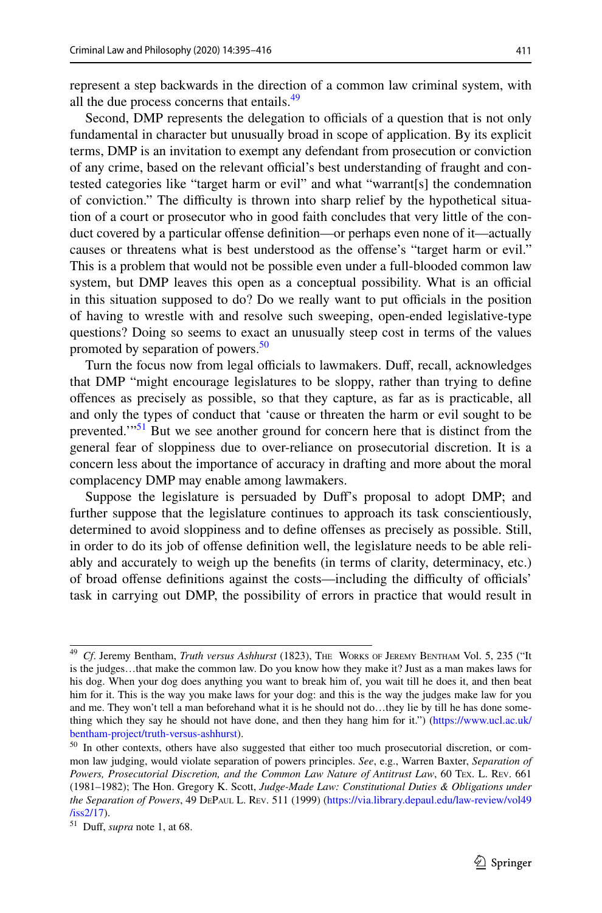represent a step backwards in the direction of a common law criminal system, with all the due process concerns that entails.[49]

Second, DMP represents the delegation to officials of a question that is not only fundamental in character but unusually broad in scope of application. By its explicit terms, DMP is an invitation to exempt any defendant from prosecution or conviction of any crime, based on the relevant official's best understanding of fraught and contested categories like "target harm or evil" and what "warrant[s] the condemnation of conviction." The difficulty is thrown into sharp relief by the hypothetical situation of a court or prosecutor who in good faith concludes that very little of the conduct covered by a particular offense definition—or perhaps even none of it—actually causes or threatens what is best understood as the offense's "target harm or evil." This is a problem that would not be possible even under a full-blooded common law system, but DMP leaves this open as a conceptual possibility. What is an official in this situation supposed to do? Do we really want to put officials in the position of having to wrestle with and resolve such sweeping, open-ended legislative-type questions? Doing so seems to exact an unusually steep cost in terms of the values promoted by separation of powers.[50]

Turn the focus now from legal officials to lawmakers. Duff, recall, acknowledges that DMP "might encourage legislatures to be sloppy, rather than trying to define offences as precisely as possible, so that they capture, as far as is practicable, all and only the types of conduct that 'cause or threaten the harm or evil sought to be prevented.'"[51] But we see another ground for concern here that is distinct from the general fear of sloppiness due to over-reliance on prosecutorial discretion. It is a concern less about the importance of accuracy in drafting and more about the moral complacency DMP may enable among lawmakers.

Suppose the legislature is persuaded by Duff's proposal to adopt DMP; and further suppose that the legislature continues to approach its task conscientiously, determined to avoid sloppiness and to define offenses as precisely as possible. Still, in order to do its job of offense definition well, the legislature needs to be able reliably and accurately to weigh up the benefits (in terms of clarity, determinacy, etc.) of broad offense definitions against the costs—including the difficulty of officials' task in carrying out DMP, the possibility of errors in practice that would result in

---

[49] *Cf*. Jeremy Bentham, *Truth versus Ashhurst* (1823), The Works of Jeremy Bentham Vol. 5, 235 ("It is the judges…that make the common law. Do you know how they make it? Just as a man makes laws for his dog. When your dog does anything you want to break him of, you wait till he does it, and then beat him for it. This is the way you make laws for your dog: and this is the way the judges make law for you and me. They won't tell a man beforehand what it is he should not do…they lie by till he has done something which they say he should not have done, and then they hang him for it.") (https://www.ucl.ac.uk/bentham-project/truth-versus-ashhurst).

[50] In other contexts, others have also suggested that either too much prosecutorial discretion, or common law judging, would violate separation of powers principles. *See*, e.g., Warren Baxter, *Separation of Powers, Prosecutorial Discretion, and the Common Law Nature of Antitrust Law*, 60 Tex. L. Rev. 661 (1981–1982); The Hon. Gregory K. Scott, *Judge-Made Law: Constitutional Duties & Obligations under the Separation of Powers*, 49 DePaul L. Rev. 511 (1999) (https://via.library.depaul.edu/law-review/vol49/iss2/17).

[51] Duff, *supra* note 1, at 68.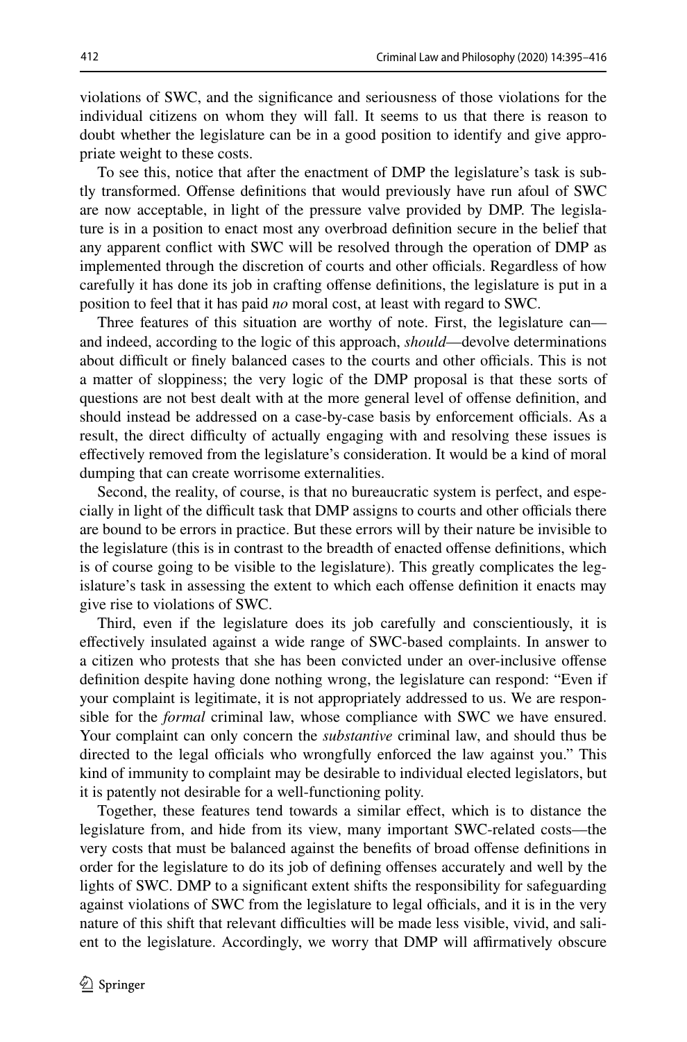violations of SWC, and the significance and seriousness of those violations for the individual citizens on whom they will fall. It seems to us that there is reason to doubt whether the legislature can be in a good position to identify and give appropriate weight to these costs.

To see this, notice that after the enactment of DMP the legislature's task is subtly transformed. Offense definitions that would previously have run afoul of SWC are now acceptable, in light of the pressure valve provided by DMP. The legislature is in a position to enact most any overbroad definition secure in the belief that any apparent conflict with SWC will be resolved through the operation of DMP as implemented through the discretion of courts and other officials. Regardless of how carefully it has done its job in crafting offense definitions, the legislature is put in a position to feel that it has paid *no* moral cost, at least with regard to SWC.

Three features of this situation are worthy of note. First, the legislature can—and indeed, according to the logic of this approach, *should*—devolve determinations about difficult or finely balanced cases to the courts and other officials. This is not a matter of sloppiness; the very logic of the DMP proposal is that these sorts of questions are not best dealt with at the more general level of offense definition, and should instead be addressed on a case-by-case basis by enforcement officials. As a result, the direct difficulty of actually engaging with and resolving these issues is effectively removed from the legislature's consideration. It would be a kind of moral dumping that can create worrisome externalities.

Second, the reality, of course, is that no bureaucratic system is perfect, and especially in light of the difficult task that DMP assigns to courts and other officials there are bound to be errors in practice. But these errors will by their nature be invisible to the legislature (this is in contrast to the breadth of enacted offense definitions, which is of course going to be visible to the legislature). This greatly complicates the legislature's task in assessing the extent to which each offense definition it enacts may give rise to violations of SWC.

Third, even if the legislature does its job carefully and conscientiously, it is effectively insulated against a wide range of SWC-based complaints. In answer to a citizen who protests that she has been convicted under an over-inclusive offense definition despite having done nothing wrong, the legislature can respond: "Even if your complaint is legitimate, it is not appropriately addressed to us. We are responsible for the *formal* criminal law, whose compliance with SWC we have ensured. Your complaint can only concern the *substantive* criminal law, and should thus be directed to the legal officials who wrongfully enforced the law against you." This kind of immunity to complaint may be desirable to individual elected legislators, but it is patently not desirable for a well-functioning polity.

Together, these features tend towards a similar effect, which is to distance the legislature from, and hide from its view, many important SWC-related costs—the very costs that must be balanced against the benefits of broad offense definitions in order for the legislature to do its job of defining offenses accurately and well by the lights of SWC. DMP to a significant extent shifts the responsibility for safeguarding against violations of SWC from the legislature to legal officials, and it is in the very nature of this shift that relevant difficulties will be made less visible, vivid, and salient to the legislature. Accordingly, we worry that DMP will affirmatively obscure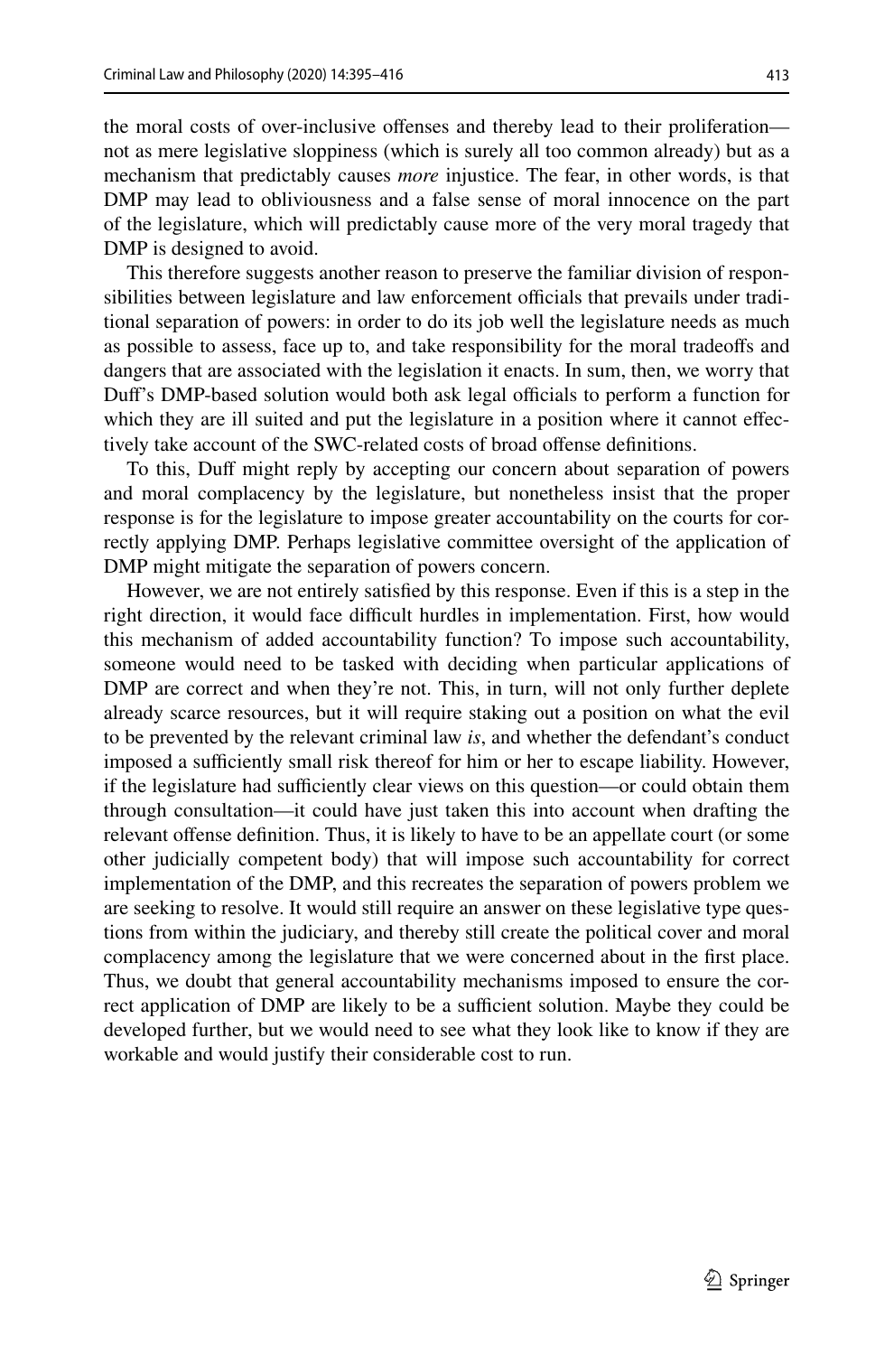the moral costs of over-inclusive offenses and thereby lead to their proliferation—not as mere legislative sloppiness (which is surely all too common already) but as a mechanism that predictably causes *more* injustice. The fear, in other words, is that DMP may lead to obliviousness and a false sense of moral innocence on the part of the legislature, which will predictably cause more of the very moral tragedy that DMP is designed to avoid.

This therefore suggests another reason to preserve the familiar division of responsibilities between legislature and law enforcement officials that prevails under traditional separation of powers: in order to do its job well the legislature needs as much as possible to assess, face up to, and take responsibility for the moral tradeoffs and dangers that are associated with the legislation it enacts. In sum, then, we worry that Duff's DMP-based solution would both ask legal officials to perform a function for which they are ill suited and put the legislature in a position where it cannot effectively take account of the SWC-related costs of broad offense definitions.

To this, Duff might reply by accepting our concern about separation of powers and moral complacency by the legislature, but nonetheless insist that the proper response is for the legislature to impose greater accountability on the courts for correctly applying DMP. Perhaps legislative committee oversight of the application of DMP might mitigate the separation of powers concern.

However, we are not entirely satisfied by this response. Even if this is a step in the right direction, it would face difficult hurdles in implementation. First, how would this mechanism of added accountability function? To impose such accountability, someone would need to be tasked with deciding when particular applications of DMP are correct and when they're not. This, in turn, will not only further deplete already scarce resources, but it will require staking out a position on what the evil to be prevented by the relevant criminal law *is*, and whether the defendant's conduct imposed a sufficiently small risk thereof for him or her to escape liability. However, if the legislature had sufficiently clear views on this question—or could obtain them through consultation—it could have just taken this into account when drafting the relevant offense definition. Thus, it is likely to have to be an appellate court (or some other judicially competent body) that will impose such accountability for correct implementation of the DMP, and this recreates the separation of powers problem we are seeking to resolve. It would still require an answer on these legislative type questions from within the judiciary, and thereby still create the political cover and moral complacency among the legislature that we were concerned about in the first place. Thus, we doubt that general accountability mechanisms imposed to ensure the correct application of DMP are likely to be a sufficient solution. Maybe they could be developed further, but we would need to see what they look like to know if they are workable and would justify their considerable cost to run.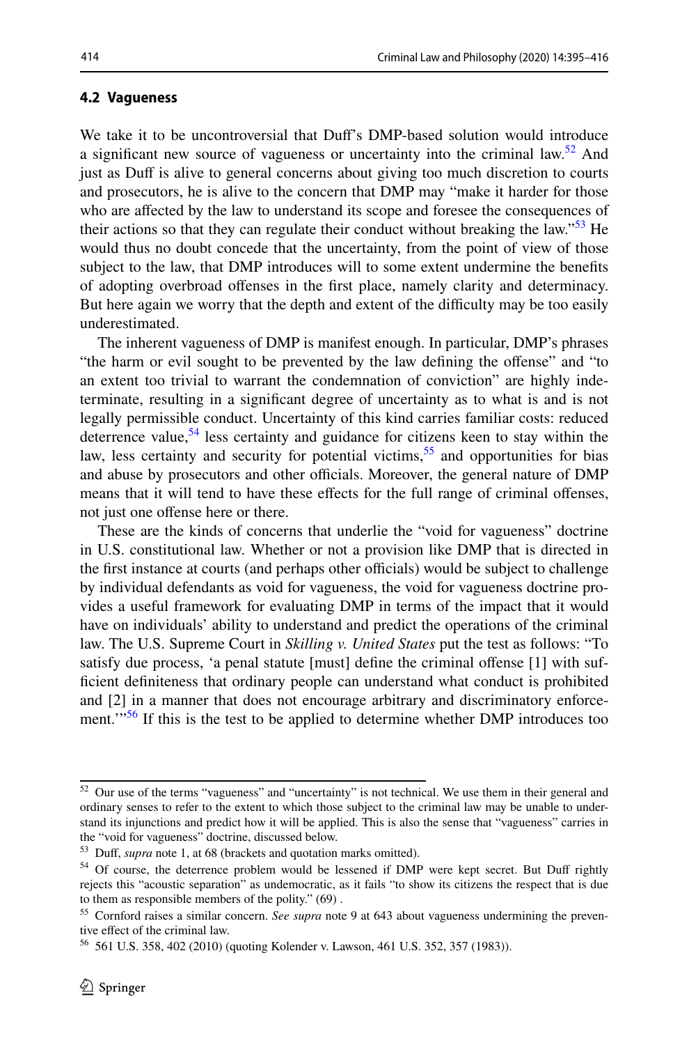### 4.2 Vagueness

We take it to be uncontroversial that Duff's DMP-based solution would introduce a significant new source of vagueness or uncertainty into the criminal law.[52] And just as Duff is alive to general concerns about giving too much discretion to courts and prosecutors, he is alive to the concern that DMP may "make it harder for those who are affected by the law to understand its scope and foresee the consequences of their actions so that they can regulate their conduct without breaking the law."[53] He would thus no doubt concede that the uncertainty, from the point of view of those subject to the law, that DMP introduces will to some extent undermine the benefits of adopting overbroad offenses in the first place, namely clarity and determinacy. But here again we worry that the depth and extent of the difficulty may be too easily underestimated.

The inherent vagueness of DMP is manifest enough. In particular, DMP's phrases "the harm or evil sought to be prevented by the law defining the offense" and "to an extent too trivial to warrant the condemnation of conviction" are highly indeterminate, resulting in a significant degree of uncertainty as to what is and is not legally permissible conduct. Uncertainty of this kind carries familiar costs: reduced deterrence value,[54] less certainty and guidance for citizens keen to stay within the law, less certainty and security for potential victims,[55] and opportunities for bias and abuse by prosecutors and other officials. Moreover, the general nature of DMP means that it will tend to have these effects for the full range of criminal offenses, not just one offense here or there.

These are the kinds of concerns that underlie the "void for vagueness" doctrine in U.S. constitutional law. Whether or not a provision like DMP that is directed in the first instance at courts (and perhaps other officials) would be subject to challenge by individual defendants as void for vagueness, the void for vagueness doctrine provides a useful framework for evaluating DMP in terms of the impact that it would have on individuals' ability to understand and predict the operations of the criminal law. The U.S. Supreme Court in *Skilling v. United States* put the test as follows: "To satisfy due process, 'a penal statute [must] define the criminal offense [1] with sufficient definiteness that ordinary people can understand what conduct is prohibited and [2] in a manner that does not encourage arbitrary and discriminatory enforcement.'"[56] If this is the test to be applied to determine whether DMP introduces too

---

[52] Our use of the terms "vagueness" and "uncertainty" is not technical. We use them in their general and ordinary senses to refer to the extent to which those subject to the criminal law may be unable to understand its injunctions and predict how it will be applied. This is also the sense that "vagueness" carries in the "void for vagueness" doctrine, discussed below.

[53] Duff, *supra* note 1, at 68 (brackets and quotation marks omitted).

[54] Of course, the deterrence problem would be lessened if DMP were kept secret. But Duff rightly rejects this "acoustic separation" as undemocratic, as it fails "to show its citizens the respect that is due to them as responsible members of the polity." (69) .

[55] Cornford raises a similar concern. *See supra* note 9 at 643 about vagueness undermining the preventive effect of the criminal law.

[56] 561 U.S. 358, 402 (2010) (quoting Kolender v. Lawson, 461 U.S. 352, 357 (1983)).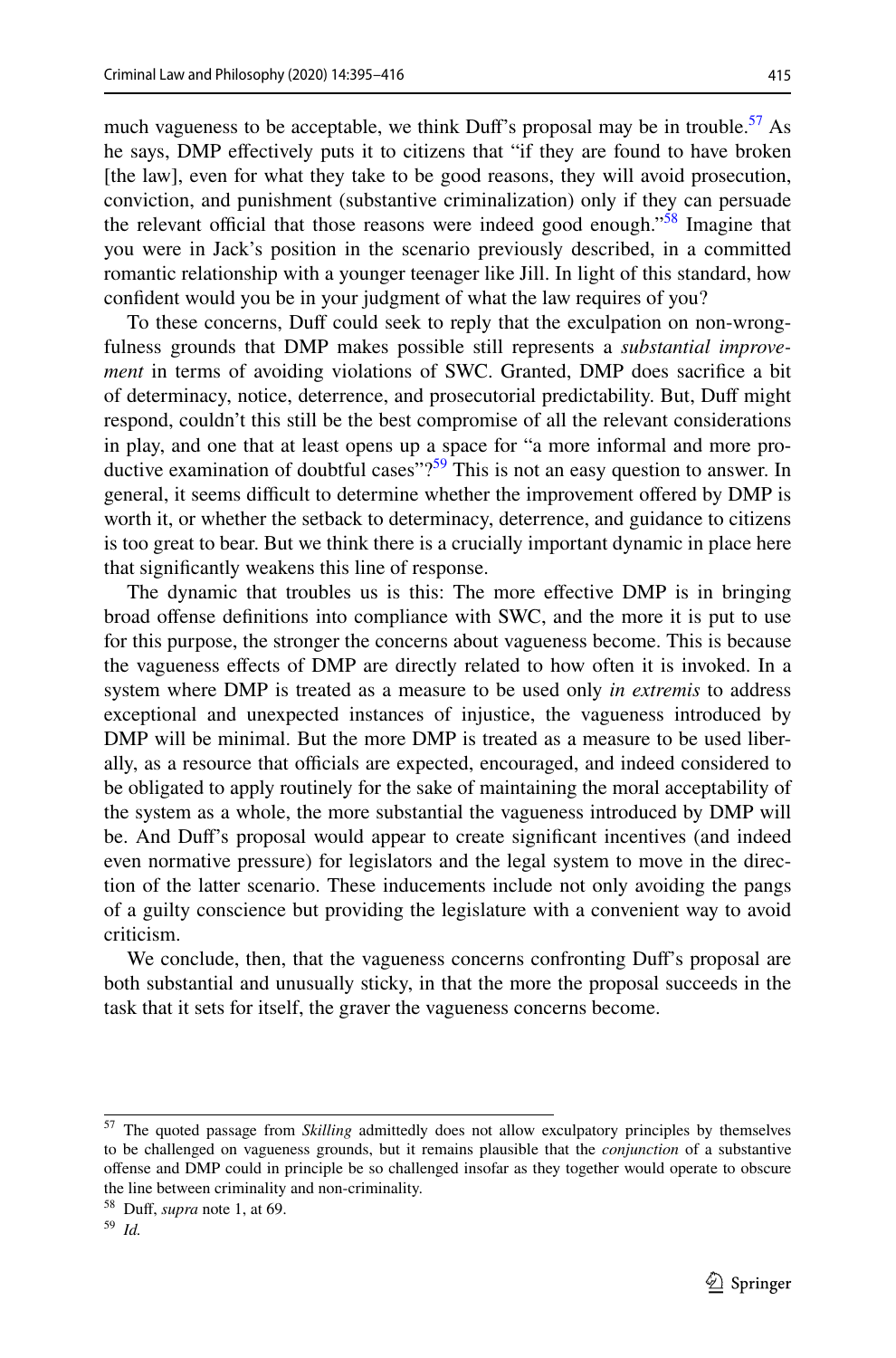much vagueness to be acceptable, we think Duff's proposal may be in trouble.[57] As he says, DMP effectively puts it to citizens that "if they are found to have broken [the law], even for what they take to be good reasons, they will avoid prosecution, conviction, and punishment (substantive criminalization) only if they can persuade the relevant official that those reasons were indeed good enough."[58] Imagine that you were in Jack's position in the scenario previously described, in a committed romantic relationship with a younger teenager like Jill. In light of this standard, how confident would you be in your judgment of what the law requires of you?

To these concerns, Duff could seek to reply that the exculpation on non-wrongfulness grounds that DMP makes possible still represents a *substantial improvement* in terms of avoiding violations of SWC. Granted, DMP does sacrifice a bit of determinacy, notice, deterrence, and prosecutorial predictability. But, Duff might respond, couldn't this still be the best compromise of all the relevant considerations in play, and one that at least opens up a space for "a more informal and more productive examination of doubtful cases"?[59] This is not an easy question to answer. In general, it seems difficult to determine whether the improvement offered by DMP is worth it, or whether the setback to determinacy, deterrence, and guidance to citizens is too great to bear. But we think there is a crucially important dynamic in place here that significantly weakens this line of response.

The dynamic that troubles us is this: The more effective DMP is in bringing broad offense definitions into compliance with SWC, and the more it is put to use for this purpose, the stronger the concerns about vagueness become. This is because the vagueness effects of DMP are directly related to how often it is invoked. In a system where DMP is treated as a measure to be used only *in extremis* to address exceptional and unexpected instances of injustice, the vagueness introduced by DMP will be minimal. But the more DMP is treated as a measure to be used liberally, as a resource that officials are expected, encouraged, and indeed considered to be obligated to apply routinely for the sake of maintaining the moral acceptability of the system as a whole, the more substantial the vagueness introduced by DMP will be. And Duff's proposal would appear to create significant incentives (and indeed even normative pressure) for legislators and the legal system to move in the direction of the latter scenario. These inducements include not only avoiding the pangs of a guilty conscience but providing the legislature with a convenient way to avoid criticism.

We conclude, then, that the vagueness concerns confronting Duff's proposal are both substantial and unusually sticky, in that the more the proposal succeeds in the task that it sets for itself, the graver the vagueness concerns become.

---

[57] The quoted passage from *Skilling* admittedly does not allow exculpatory principles by themselves to be challenged on vagueness grounds, but it remains plausible that the *conjunction* of a substantive offense and DMP could in principle be so challenged insofar as they together would operate to obscure the line between criminality and non-criminality.

[58] Duff, *supra* note 1, at 69.

[59] *Id.*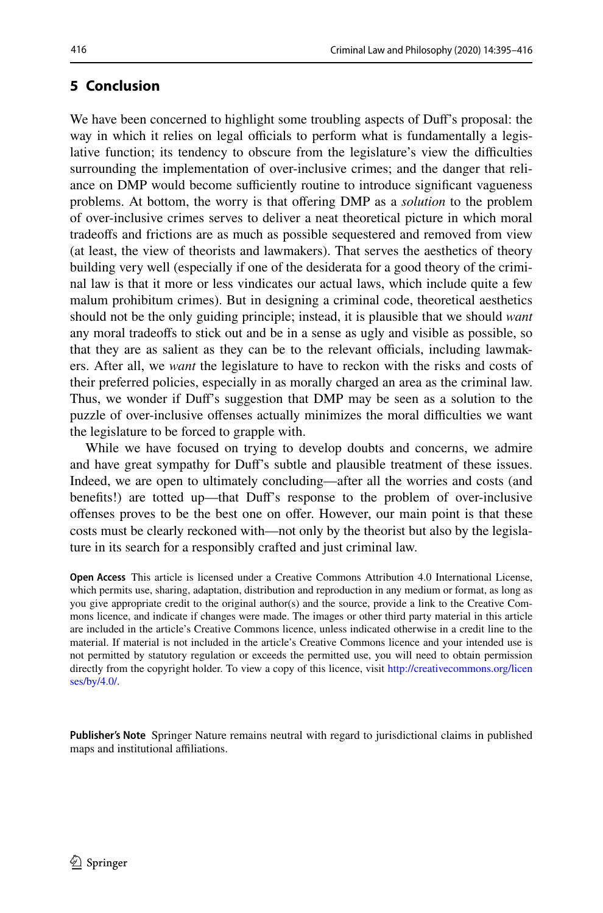## 5 Conclusion

We have been concerned to highlight some troubling aspects of Duff's proposal: the way in which it relies on legal officials to perform what is fundamentally a legislative function; its tendency to obscure from the legislature's view the difficulties surrounding the implementation of over-inclusive crimes; and the danger that reliance on DMP would become sufficiently routine to introduce significant vagueness problems. At bottom, the worry is that offering DMP as a *solution* to the problem of over-inclusive crimes serves to deliver a neat theoretical picture in which moral tradeoffs and frictions are as much as possible sequestered and removed from view (at least, the view of theorists and lawmakers). That serves the aesthetics of theory building very well (especially if one of the desiderata for a good theory of the criminal law is that it more or less vindicates our actual laws, which include quite a few malum prohibitum crimes). But in designing a criminal code, theoretical aesthetics should not be the only guiding principle; instead, it is plausible that we should *want* any moral tradeoffs to stick out and be in a sense as ugly and visible as possible, so that they are as salient as they can be to the relevant officials, including lawmakers. After all, we *want* the legislature to have to reckon with the risks and costs of their preferred policies, especially in as morally charged an area as the criminal law. Thus, we wonder if Duff's suggestion that DMP may be seen as a solution to the puzzle of over-inclusive offenses actually minimizes the moral difficulties we want the legislature to be forced to grapple with.

While we have focused on trying to develop doubts and concerns, we admire and have great sympathy for Duff's subtle and plausible treatment of these issues. Indeed, we are open to ultimately concluding—after all the worries and costs (and benefits!) are totted up—that Duff's response to the problem of over-inclusive offenses proves to be the best one on offer. However, our main point is that these costs must be clearly reckoned with—not only by the theorist but also by the legislature in its search for a responsibly crafted and just criminal law.

**Open Access** This article is licensed under a Creative Commons Attribution 4.0 International License, which permits use, sharing, adaptation, distribution and reproduction in any medium or format, as long as you give appropriate credit to the original author(s) and the source, provide a link to the Creative Commons licence, and indicate if changes were made. The images or other third party material in this article are included in the article's Creative Commons licence, unless indicated otherwise in a credit line to the material. If material is not included in the article's Creative Commons licence and your intended use is not permitted by statutory regulation or exceeds the permitted use, you will need to obtain permission directly from the copyright holder. To view a copy of this licence, visit http://creativecommons.org/licenses/by/4.0/.

**Publisher's Note** Springer Nature remains neutral with regard to jurisdictional claims in published maps and institutional affiliations.